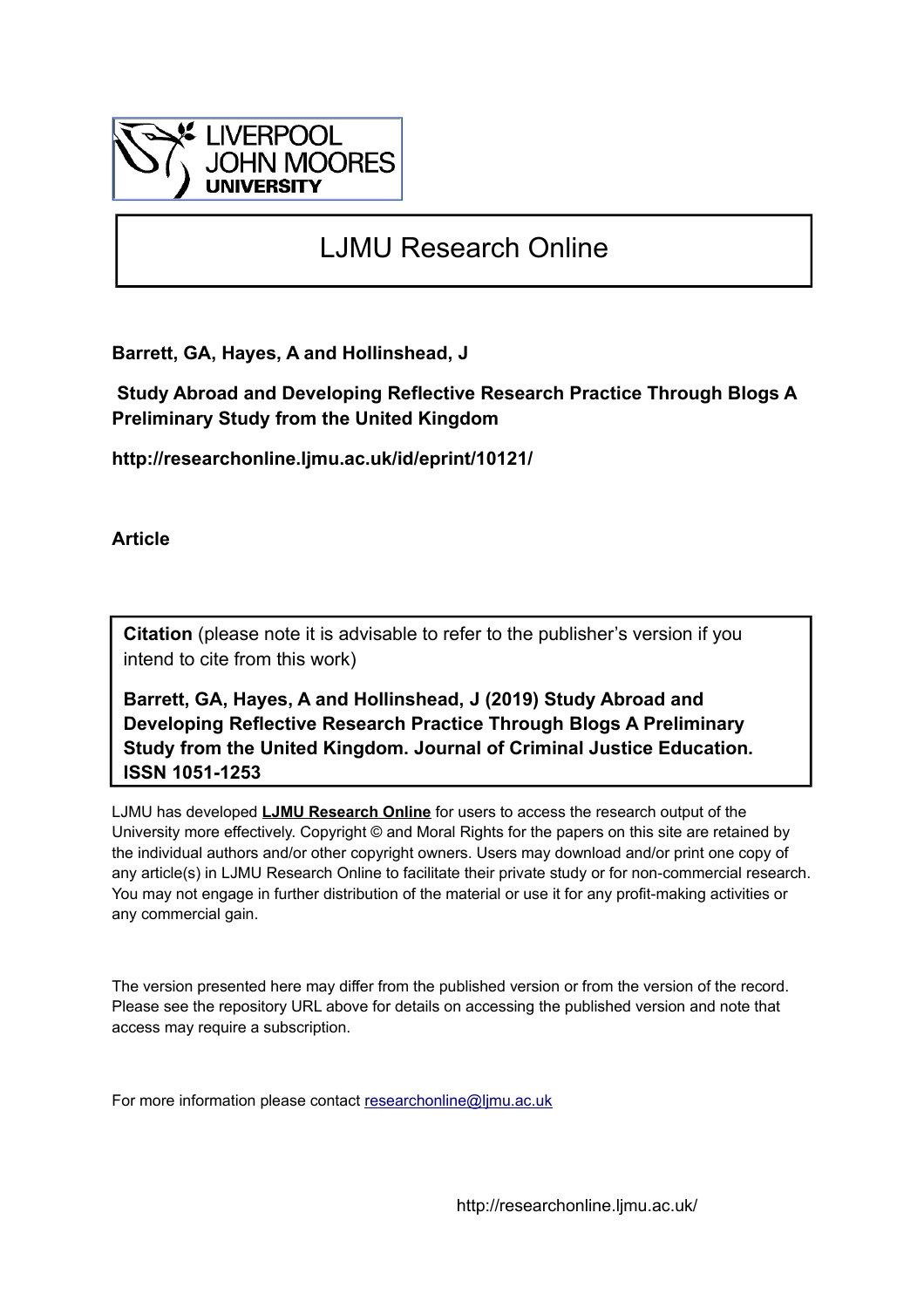LIVERPOOL JOHN MOORES UNIVERSITY

# LJMU Research Online

**Barrett, GA, Hayes, A and Hollinshead, J**

**Study Abroad and Developing Reflective Research Practice Through Blogs A Preliminary Study from the United Kingdom**

**http://researchonline.ljmu.ac.uk/id/eprint/10121/**

**Article**

**Citation** (please note it is advisable to refer to the publisher's version if you intend to cite from this work)

**Barrett, GA, Hayes, A and Hollinshead, J (2019) Study Abroad and Developing Reflective Research Practice Through Blogs A Preliminary Study from the United Kingdom. Journal of Criminal Justice Education. ISSN 1051-1253**

LJMU has developed **LJMU Research Online** for users to access the research output of the University more effectively. Copyright © and Moral Rights for the papers on this site are retained by the individual authors and/or other copyright owners. Users may download and/or print one copy of any article(s) in LJMU Research Online to facilitate their private study or for non-commercial research. You may not engage in further distribution of the material or use it for any profit-making activities or any commercial gain.

The version presented here may differ from the published version or from the version of the record. Please see the repository URL above for details on accessing the published version and note that access may require a subscription.

For more information please contact researchonline@ljmu.ac.uk

http://researchonline.ljmu.ac.uk/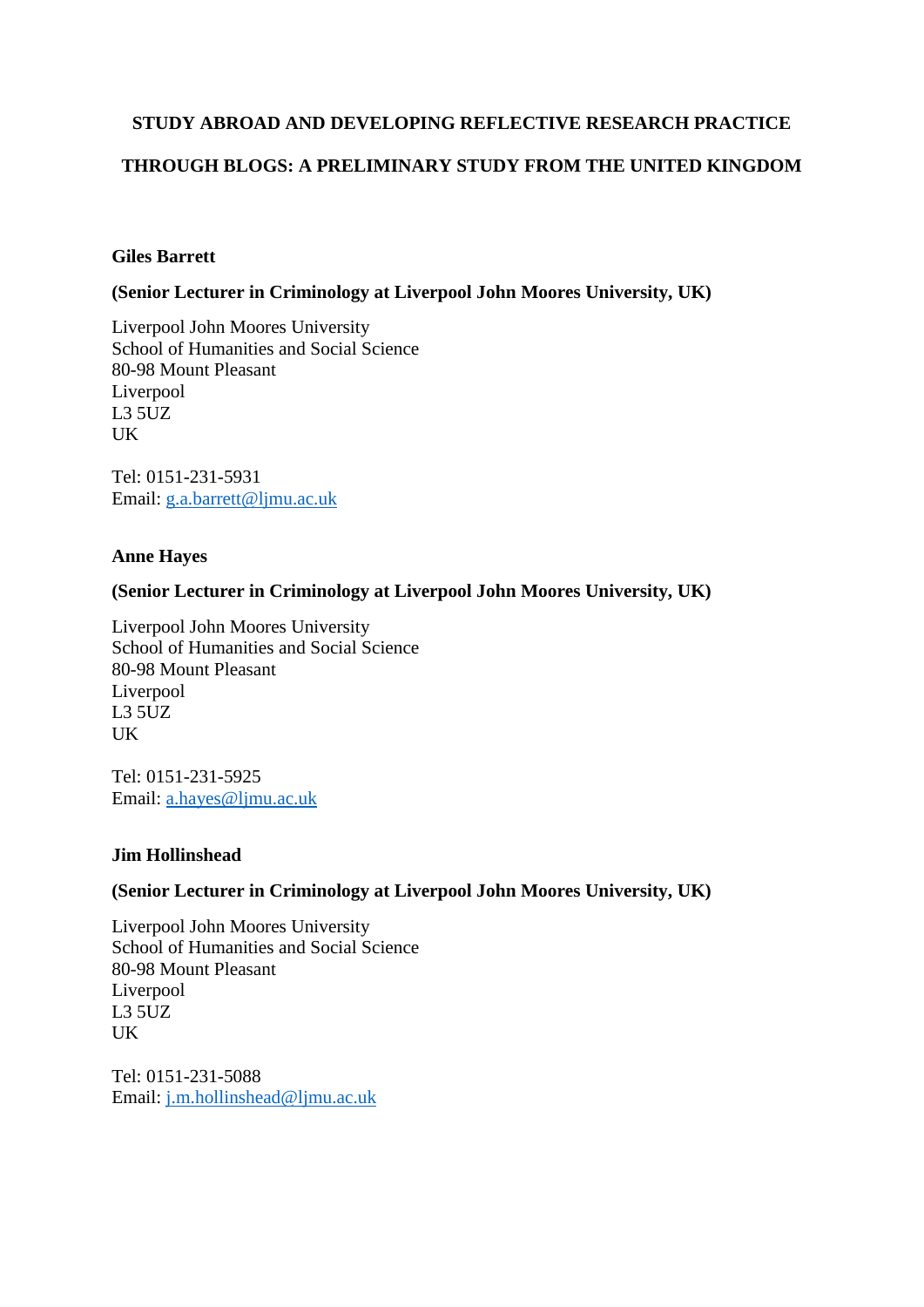# STUDY ABROAD AND DEVELOPING REFLECTIVE RESEARCH PRACTICE THROUGH BLOGS: A PRELIMINARY STUDY FROM THE UNITED KINGDOM

**Giles Barrett**

**(Senior Lecturer in Criminology at Liverpool John Moores University, UK)**

Liverpool John Moores University
School of Humanities and Social Science
80-98 Mount Pleasant
Liverpool
L3 5UZ
UK

Tel: 0151-231-5931
Email: g.a.barrett@ljmu.ac.uk

**Anne Hayes**

**(Senior Lecturer in Criminology at Liverpool John Moores University, UK)**

Liverpool John Moores University
School of Humanities and Social Science
80-98 Mount Pleasant
Liverpool
L3 5UZ
UK

Tel: 0151-231-5925
Email: a.hayes@ljmu.ac.uk

**Jim Hollinshead**

**(Senior Lecturer in Criminology at Liverpool John Moores University, UK)**

Liverpool John Moores University
School of Humanities and Social Science
80-98 Mount Pleasant
Liverpool
L3 5UZ
UK

Tel: 0151-231-5088
Email: j.m.hollinshead@ljmu.ac.uk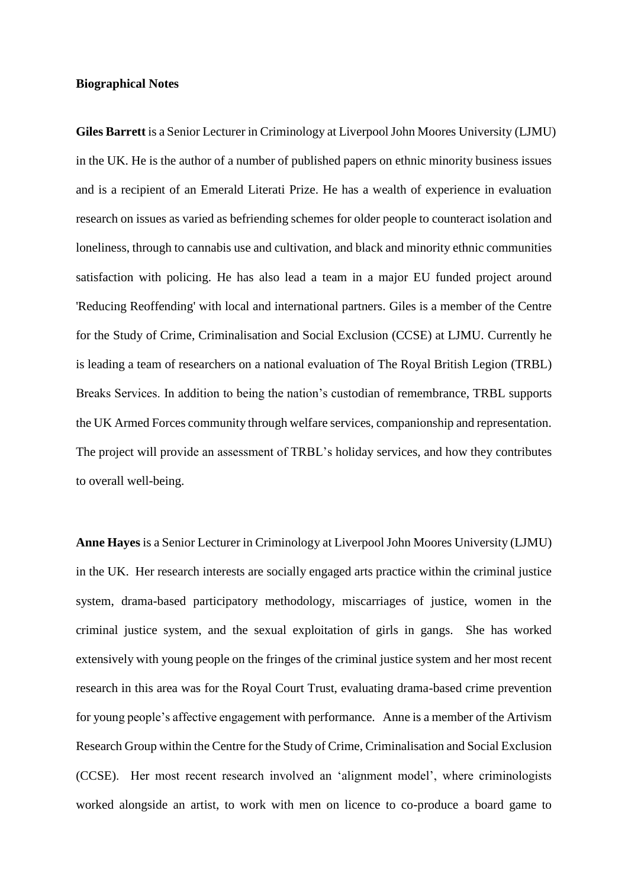**Biographical Notes**

**Giles Barrett** is a Senior Lecturer in Criminology at Liverpool John Moores University (LJMU) in the UK. He is the author of a number of published papers on ethnic minority business issues and is a recipient of an Emerald Literati Prize. He has a wealth of experience in evaluation research on issues as varied as befriending schemes for older people to counteract isolation and loneliness, through to cannabis use and cultivation, and black and minority ethnic communities satisfaction with policing. He has also lead a team in a major EU funded project around 'Reducing Reoffending' with local and international partners. Giles is a member of the Centre for the Study of Crime, Criminalisation and Social Exclusion (CCSE) at LJMU. Currently he is leading a team of researchers on a national evaluation of The Royal British Legion (TRBL) Breaks Services. In addition to being the nation's custodian of remembrance, TRBL supports the UK Armed Forces community through welfare services, companionship and representation. The project will provide an assessment of TRBL's holiday services, and how they contributes to overall well-being.

**Anne Hayes** is a Senior Lecturer in Criminology at Liverpool John Moores University (LJMU) in the UK. Her research interests are socially engaged arts practice within the criminal justice system, drama-based participatory methodology, miscarriages of justice, women in the criminal justice system, and the sexual exploitation of girls in gangs. She has worked extensively with young people on the fringes of the criminal justice system and her most recent research in this area was for the Royal Court Trust, evaluating drama-based crime prevention for young people's affective engagement with performance. Anne is a member of the Artivism Research Group within the Centre for the Study of Crime, Criminalisation and Social Exclusion (CCSE). Her most recent research involved an 'alignment model', where criminologists worked alongside an artist, to work with men on licence to co-produce a board game to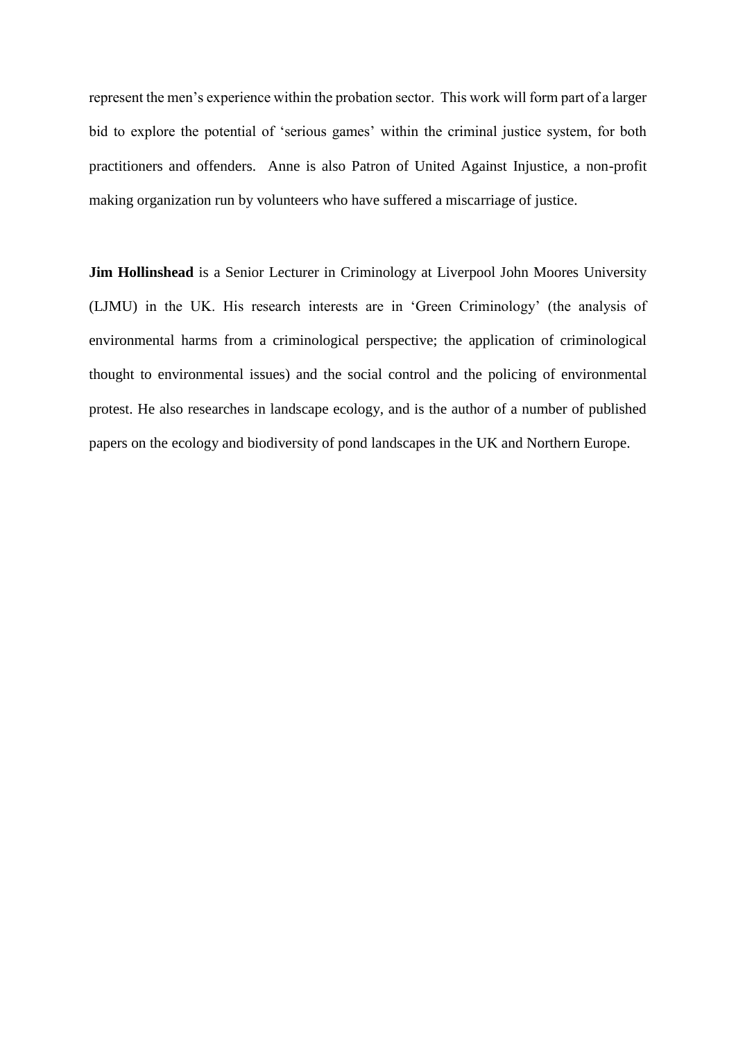represent the men's experience within the probation sector. This work will form part of a larger bid to explore the potential of 'serious games' within the criminal justice system, for both practitioners and offenders. Anne is also Patron of United Against Injustice, a non-profit making organization run by volunteers who have suffered a miscarriage of justice.

**Jim Hollinshead** is a Senior Lecturer in Criminology at Liverpool John Moores University (LJMU) in the UK. His research interests are in 'Green Criminology' (the analysis of environmental harms from a criminological perspective; the application of criminological thought to environmental issues) and the social control and the policing of environmental protest. He also researches in landscape ecology, and is the author of a number of published papers on the ecology and biodiversity of pond landscapes in the UK and Northern Europe.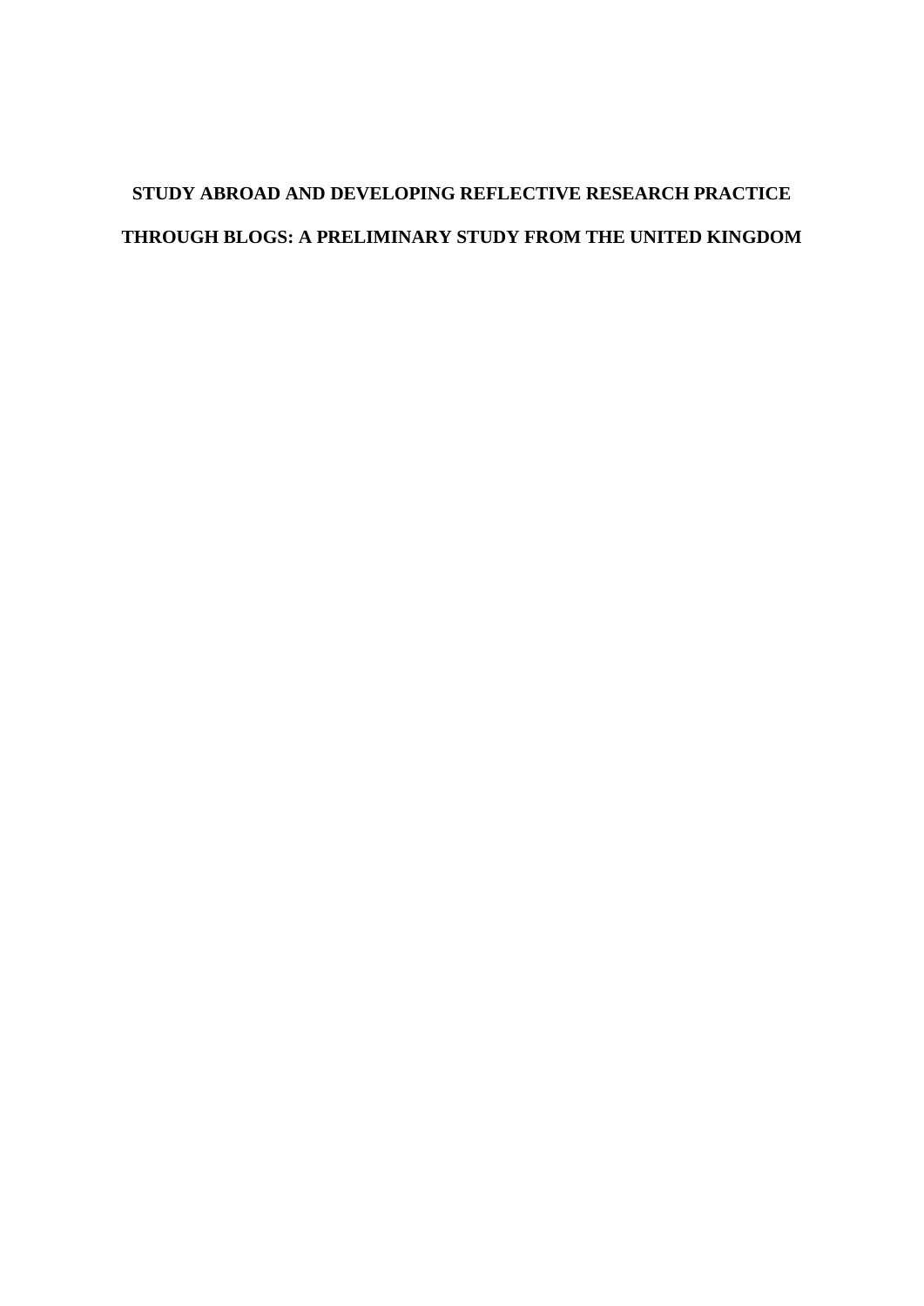# STUDY ABROAD AND DEVELOPING REFLECTIVE RESEARCH PRACTICE THROUGH BLOGS: A PRELIMINARY STUDY FROM THE UNITED KINGDOM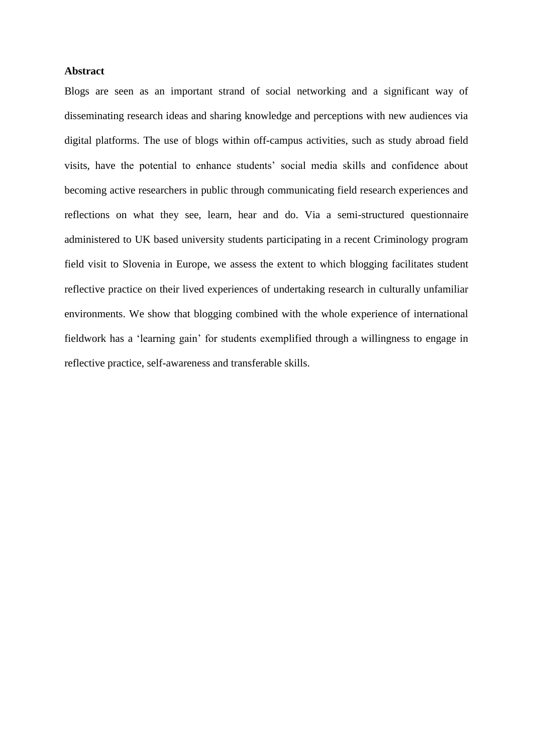**Abstract**

Blogs are seen as an important strand of social networking and a significant way of disseminating research ideas and sharing knowledge and perceptions with new audiences via digital platforms. The use of blogs within off-campus activities, such as study abroad field visits, have the potential to enhance students' social media skills and confidence about becoming active researchers in public through communicating field research experiences and reflections on what they see, learn, hear and do. Via a semi-structured questionnaire administered to UK based university students participating in a recent Criminology program field visit to Slovenia in Europe, we assess the extent to which blogging facilitates student reflective practice on their lived experiences of undertaking research in culturally unfamiliar environments. We show that blogging combined with the whole experience of international fieldwork has a 'learning gain' for students exemplified through a willingness to engage in reflective practice, self-awareness and transferable skills.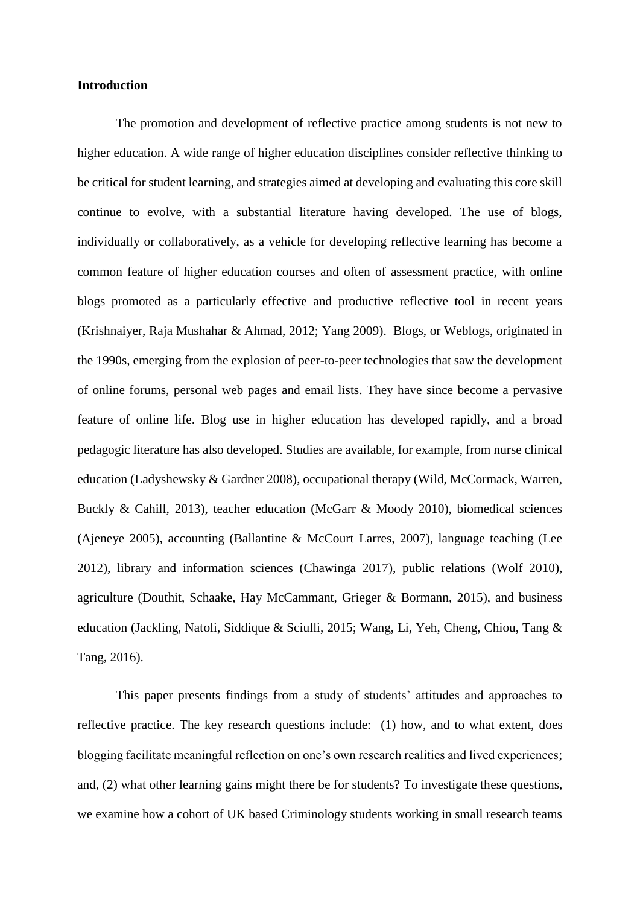**Introduction**

The promotion and development of reflective practice among students is not new to higher education. A wide range of higher education disciplines consider reflective thinking to be critical for student learning, and strategies aimed at developing and evaluating this core skill continue to evolve, with a substantial literature having developed. The use of blogs, individually or collaboratively, as a vehicle for developing reflective learning has become a common feature of higher education courses and often of assessment practice, with online blogs promoted as a particularly effective and productive reflective tool in recent years (Krishnaiyer, Raja Mushahar & Ahmad, 2012; Yang 2009). Blogs, or Weblogs, originated in the 1990s, emerging from the explosion of peer-to-peer technologies that saw the development of online forums, personal web pages and email lists. They have since become a pervasive feature of online life. Blog use in higher education has developed rapidly, and a broad pedagogic literature has also developed. Studies are available, for example, from nurse clinical education (Ladyshewsky & Gardner 2008), occupational therapy (Wild, McCormack, Warren, Buckly & Cahill, 2013), teacher education (McGarr & Moody 2010), biomedical sciences (Ajeneye 2005), accounting (Ballantine & McCourt Larres, 2007), language teaching (Lee 2012), library and information sciences (Chawinga 2017), public relations (Wolf 2010), agriculture (Douthit, Schaake, Hay McCammant, Grieger & Bormann, 2015), and business education (Jackling, Natoli, Siddique & Sciulli, 2015; Wang, Li, Yeh, Cheng, Chiou, Tang & Tang, 2016).

This paper presents findings from a study of students' attitudes and approaches to reflective practice. The key research questions include: (1) how, and to what extent, does blogging facilitate meaningful reflection on one's own research realities and lived experiences; and, (2) what other learning gains might there be for students? To investigate these questions, we examine how a cohort of UK based Criminology students working in small research teams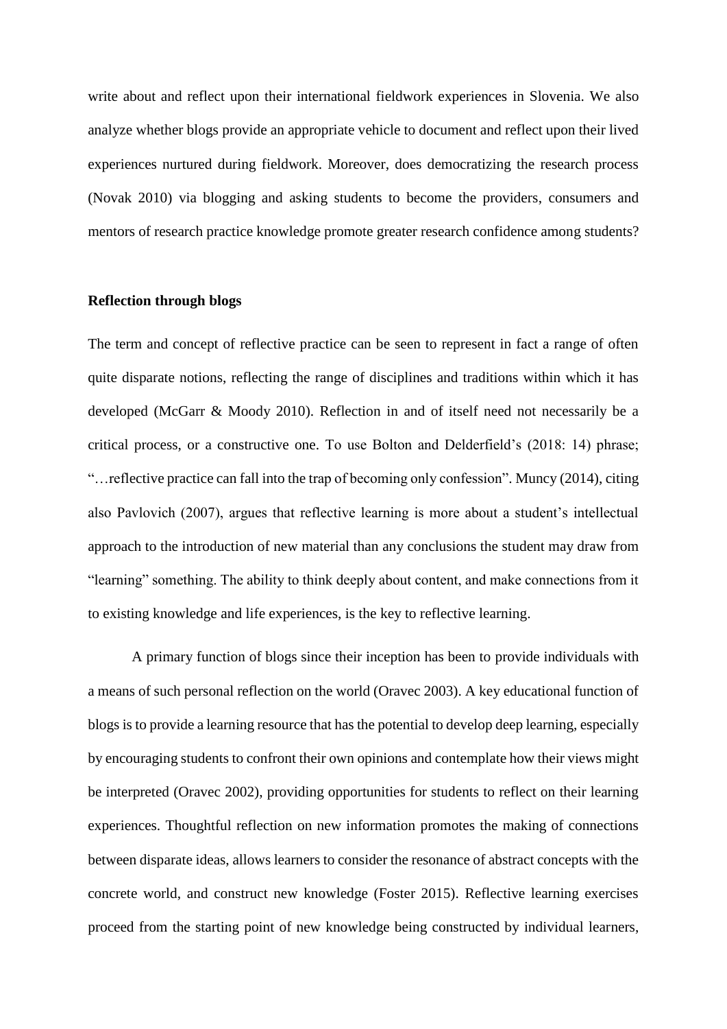write about and reflect upon their international fieldwork experiences in Slovenia. We also analyze whether blogs provide an appropriate vehicle to document and reflect upon their lived experiences nurtured during fieldwork. Moreover, does democratizing the research process (Novak 2010) via blogging and asking students to become the providers, consumers and mentors of research practice knowledge promote greater research confidence among students?

**Reflection through blogs**

The term and concept of reflective practice can be seen to represent in fact a range of often quite disparate notions, reflecting the range of disciplines and traditions within which it has developed (McGarr & Moody 2010). Reflection in and of itself need not necessarily be a critical process, or a constructive one. To use Bolton and Delderfield's (2018: 14) phrase; "…reflective practice can fall into the trap of becoming only confession". Muncy (2014), citing also Pavlovich (2007), argues that reflective learning is more about a student's intellectual approach to the introduction of new material than any conclusions the student may draw from "learning" something. The ability to think deeply about content, and make connections from it to existing knowledge and life experiences, is the key to reflective learning.

A primary function of blogs since their inception has been to provide individuals with a means of such personal reflection on the world (Oravec 2003). A key educational function of blogs is to provide a learning resource that has the potential to develop deep learning, especially by encouraging students to confront their own opinions and contemplate how their views might be interpreted (Oravec 2002), providing opportunities for students to reflect on their learning experiences. Thoughtful reflection on new information promotes the making of connections between disparate ideas, allows learners to consider the resonance of abstract concepts with the concrete world, and construct new knowledge (Foster 2015). Reflective learning exercises proceed from the starting point of new knowledge being constructed by individual learners,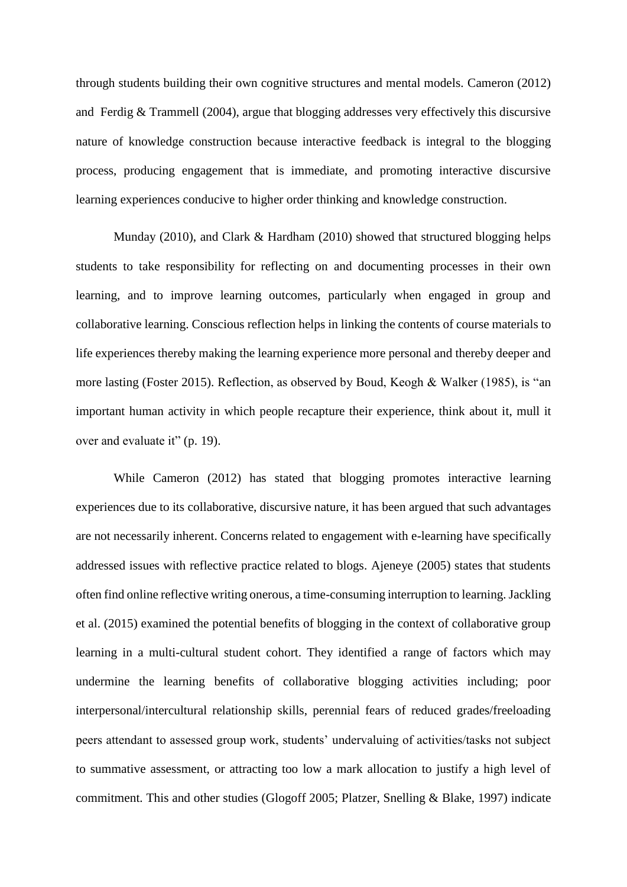through students building their own cognitive structures and mental models. Cameron (2012) and Ferdig & Trammell (2004), argue that blogging addresses very effectively this discursive nature of knowledge construction because interactive feedback is integral to the blogging process, producing engagement that is immediate, and promoting interactive discursive learning experiences conducive to higher order thinking and knowledge construction.

Munday (2010), and Clark & Hardham (2010) showed that structured blogging helps students to take responsibility for reflecting on and documenting processes in their own learning, and to improve learning outcomes, particularly when engaged in group and collaborative learning. Conscious reflection helps in linking the contents of course materials to life experiences thereby making the learning experience more personal and thereby deeper and more lasting (Foster 2015). Reflection, as observed by Boud, Keogh & Walker (1985), is "an important human activity in which people recapture their experience, think about it, mull it over and evaluate it" (p. 19).

While Cameron (2012) has stated that blogging promotes interactive learning experiences due to its collaborative, discursive nature, it has been argued that such advantages are not necessarily inherent. Concerns related to engagement with e-learning have specifically addressed issues with reflective practice related to blogs. Ajeneye (2005) states that students often find online reflective writing onerous, a time-consuming interruption to learning. Jackling et al. (2015) examined the potential benefits of blogging in the context of collaborative group learning in a multi-cultural student cohort. They identified a range of factors which may undermine the learning benefits of collaborative blogging activities including; poor interpersonal/intercultural relationship skills, perennial fears of reduced grades/freeloading peers attendant to assessed group work, students' undervaluing of activities/tasks not subject to summative assessment, or attracting too low a mark allocation to justify a high level of commitment. This and other studies (Glogoff 2005; Platzer, Snelling & Blake, 1997) indicate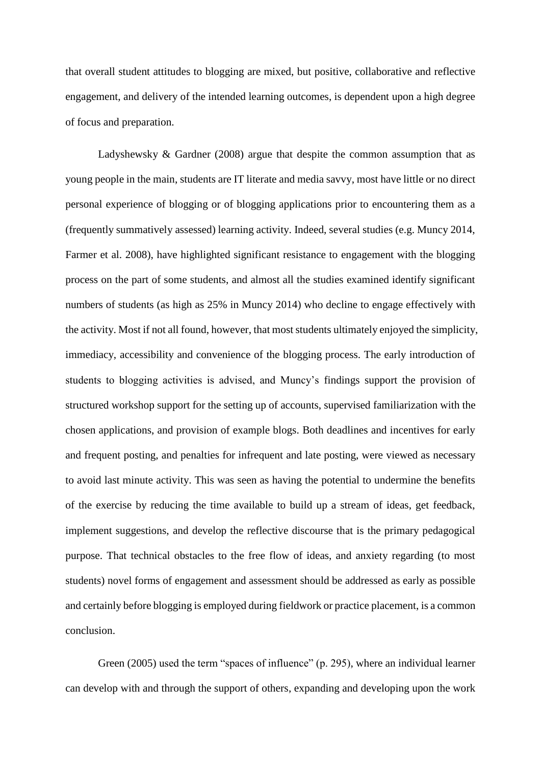that overall student attitudes to blogging are mixed, but positive, collaborative and reflective engagement, and delivery of the intended learning outcomes, is dependent upon a high degree of focus and preparation.

Ladyshewsky & Gardner (2008) argue that despite the common assumption that as young people in the main, students are IT literate and media savvy, most have little or no direct personal experience of blogging or of blogging applications prior to encountering them as a (frequently summatively assessed) learning activity. Indeed, several studies (e.g. Muncy 2014, Farmer et al. 2008), have highlighted significant resistance to engagement with the blogging process on the part of some students, and almost all the studies examined identify significant numbers of students (as high as 25% in Muncy 2014) who decline to engage effectively with the activity. Most if not all found, however, that most students ultimately enjoyed the simplicity, immediacy, accessibility and convenience of the blogging process. The early introduction of students to blogging activities is advised, and Muncy's findings support the provision of structured workshop support for the setting up of accounts, supervised familiarization with the chosen applications, and provision of example blogs. Both deadlines and incentives for early and frequent posting, and penalties for infrequent and late posting, were viewed as necessary to avoid last minute activity. This was seen as having the potential to undermine the benefits of the exercise by reducing the time available to build up a stream of ideas, get feedback, implement suggestions, and develop the reflective discourse that is the primary pedagogical purpose. That technical obstacles to the free flow of ideas, and anxiety regarding (to most students) novel forms of engagement and assessment should be addressed as early as possible and certainly before blogging is employed during fieldwork or practice placement, is a common conclusion.

Green (2005) used the term "spaces of influence" (p. 295), where an individual learner can develop with and through the support of others, expanding and developing upon the work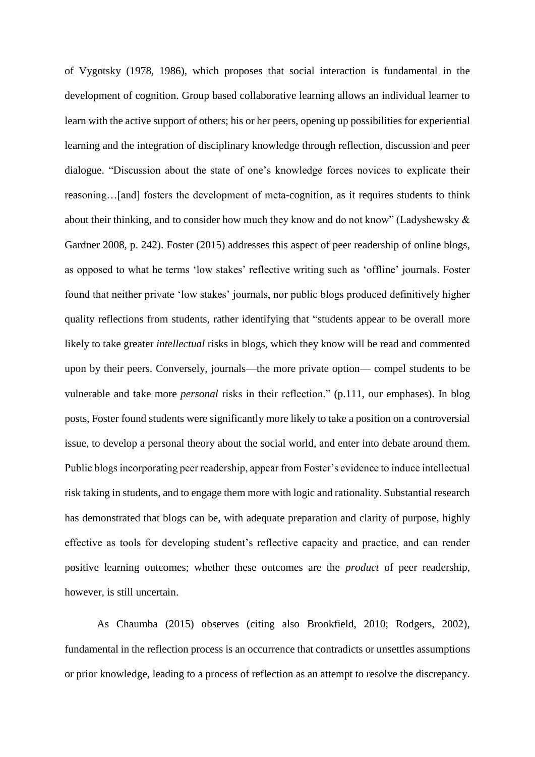of Vygotsky (1978, 1986), which proposes that social interaction is fundamental in the development of cognition. Group based collaborative learning allows an individual learner to learn with the active support of others; his or her peers, opening up possibilities for experiential learning and the integration of disciplinary knowledge through reflection, discussion and peer dialogue. "Discussion about the state of one's knowledge forces novices to explicate their reasoning…[and] fosters the development of meta-cognition, as it requires students to think about their thinking, and to consider how much they know and do not know" (Ladyshewsky & Gardner 2008, p. 242). Foster (2015) addresses this aspect of peer readership of online blogs, as opposed to what he terms 'low stakes' reflective writing such as 'offline' journals. Foster found that neither private 'low stakes' journals, nor public blogs produced definitively higher quality reflections from students, rather identifying that "students appear to be overall more likely to take greater *intellectual* risks in blogs, which they know will be read and commented upon by their peers. Conversely, journals—the more private option— compel students to be vulnerable and take more *personal* risks in their reflection." (p.111, our emphases). In blog posts, Foster found students were significantly more likely to take a position on a controversial issue, to develop a personal theory about the social world, and enter into debate around them. Public blogs incorporating peer readership, appear from Foster's evidence to induce intellectual risk taking in students, and to engage them more with logic and rationality. Substantial research has demonstrated that blogs can be, with adequate preparation and clarity of purpose, highly effective as tools for developing student's reflective capacity and practice, and can render positive learning outcomes; whether these outcomes are the *product* of peer readership, however, is still uncertain.

As Chaumba (2015) observes (citing also Brookfield, 2010; Rodgers, 2002), fundamental in the reflection process is an occurrence that contradicts or unsettles assumptions or prior knowledge, leading to a process of reflection as an attempt to resolve the discrepancy.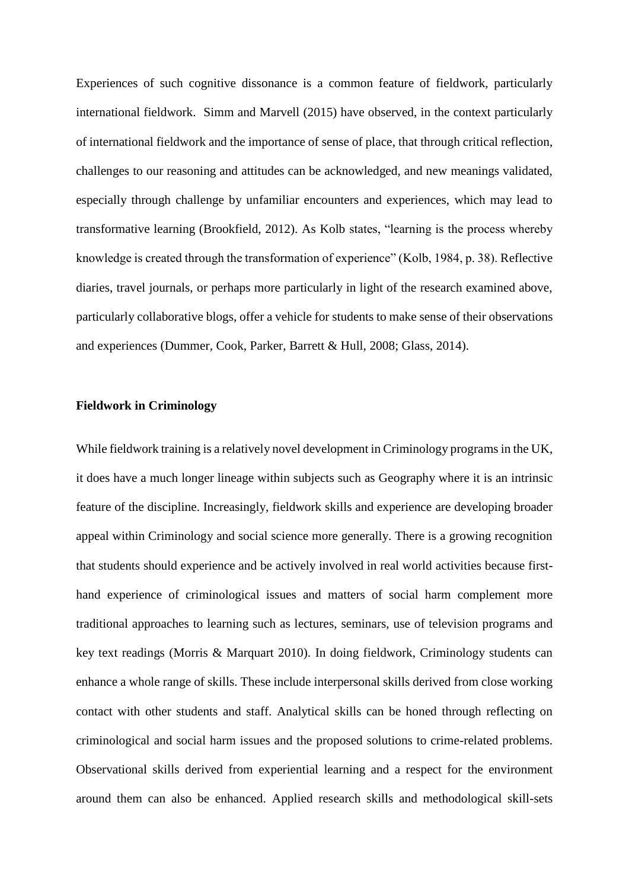Experiences of such cognitive dissonance is a common feature of fieldwork, particularly international fieldwork. Simm and Marvell (2015) have observed, in the context particularly of international fieldwork and the importance of sense of place, that through critical reflection, challenges to our reasoning and attitudes can be acknowledged, and new meanings validated, especially through challenge by unfamiliar encounters and experiences, which may lead to transformative learning (Brookfield, 2012). As Kolb states, "learning is the process whereby knowledge is created through the transformation of experience" (Kolb, 1984, p. 38). Reflective diaries, travel journals, or perhaps more particularly in light of the research examined above, particularly collaborative blogs, offer a vehicle for students to make sense of their observations and experiences (Dummer, Cook, Parker, Barrett & Hull, 2008; Glass, 2014).

**Fieldwork in Criminology**

While fieldwork training is a relatively novel development in Criminology programs in the UK, it does have a much longer lineage within subjects such as Geography where it is an intrinsic feature of the discipline. Increasingly, fieldwork skills and experience are developing broader appeal within Criminology and social science more generally. There is a growing recognition that students should experience and be actively involved in real world activities because first-hand experience of criminological issues and matters of social harm complement more traditional approaches to learning such as lectures, seminars, use of television programs and key text readings (Morris & Marquart 2010). In doing fieldwork, Criminology students can enhance a whole range of skills. These include interpersonal skills derived from close working contact with other students and staff. Analytical skills can be honed through reflecting on criminological and social harm issues and the proposed solutions to crime-related problems. Observational skills derived from experiential learning and a respect for the environment around them can also be enhanced. Applied research skills and methodological skill-sets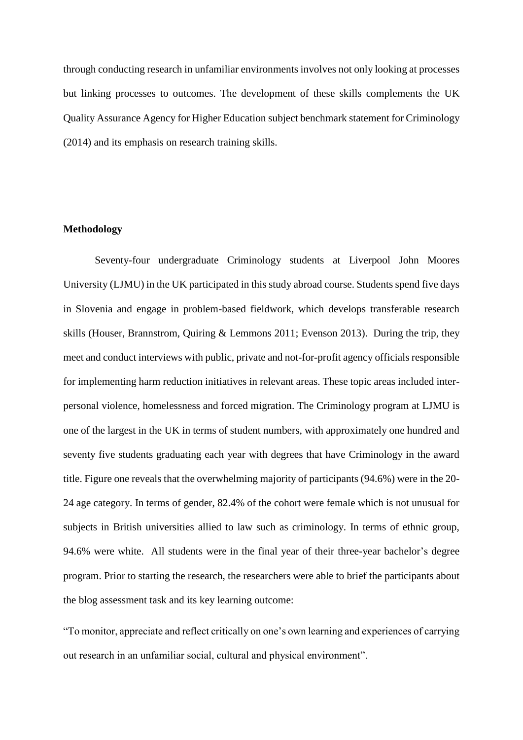through conducting research in unfamiliar environments involves not only looking at processes but linking processes to outcomes. The development of these skills complements the UK Quality Assurance Agency for Higher Education subject benchmark statement for Criminology (2014) and its emphasis on research training skills.

**Methodology**

Seventy-four undergraduate Criminology students at Liverpool John Moores University (LJMU) in the UK participated in this study abroad course. Students spend five days in Slovenia and engage in problem-based fieldwork, which develops transferable research skills (Houser, Brannstrom, Quiring & Lemmons 2011; Evenson 2013). During the trip, they meet and conduct interviews with public, private and not-for-profit agency officials responsible for implementing harm reduction initiatives in relevant areas. These topic areas included inter-personal violence, homelessness and forced migration. The Criminology program at LJMU is one of the largest in the UK in terms of student numbers, with approximately one hundred and seventy five students graduating each year with degrees that have Criminology in the award title. Figure one reveals that the overwhelming majority of participants (94.6%) were in the 20-24 age category. In terms of gender, 82.4% of the cohort were female which is not unusual for subjects in British universities allied to law such as criminology. In terms of ethnic group, 94.6% were white. All students were in the final year of their three-year bachelor's degree program. Prior to starting the research, the researchers were able to brief the participants about the blog assessment task and its key learning outcome:

"To monitor, appreciate and reflect critically on one's own learning and experiences of carrying out research in an unfamiliar social, cultural and physical environment".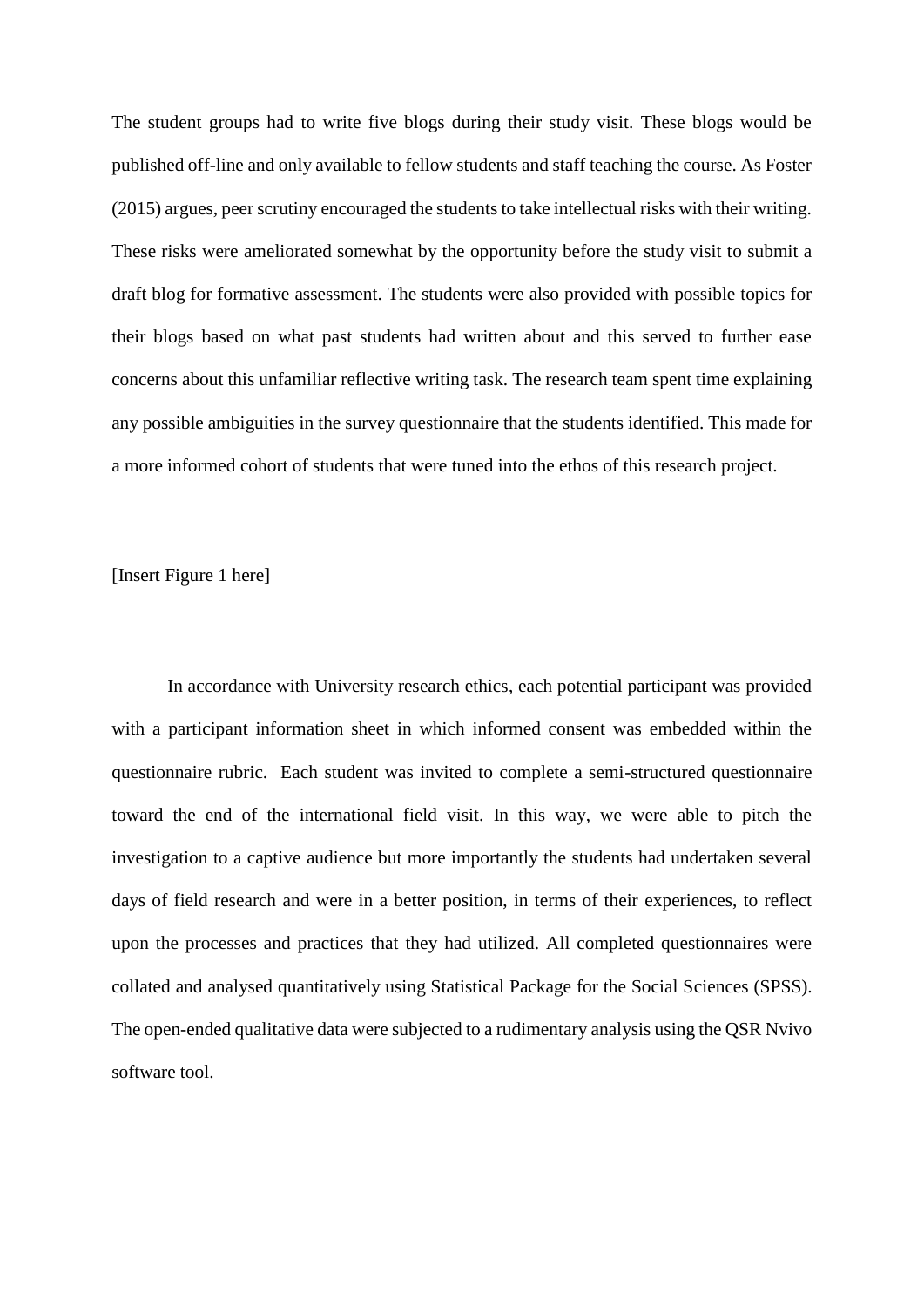The student groups had to write five blogs during their study visit. These blogs would be published off-line and only available to fellow students and staff teaching the course. As Foster (2015) argues, peer scrutiny encouraged the students to take intellectual risks with their writing. These risks were ameliorated somewhat by the opportunity before the study visit to submit a draft blog for formative assessment. The students were also provided with possible topics for their blogs based on what past students had written about and this served to further ease concerns about this unfamiliar reflective writing task. The research team spent time explaining any possible ambiguities in the survey questionnaire that the students identified. This made for a more informed cohort of students that were tuned into the ethos of this research project.

[Insert Figure 1 here]

In accordance with University research ethics, each potential participant was provided with a participant information sheet in which informed consent was embedded within the questionnaire rubric. Each student was invited to complete a semi-structured questionnaire toward the end of the international field visit. In this way, we were able to pitch the investigation to a captive audience but more importantly the students had undertaken several days of field research and were in a better position, in terms of their experiences, to reflect upon the processes and practices that they had utilized. All completed questionnaires were collated and analysed quantitatively using Statistical Package for the Social Sciences (SPSS). The open-ended qualitative data were subjected to a rudimentary analysis using the QSR Nvivo software tool.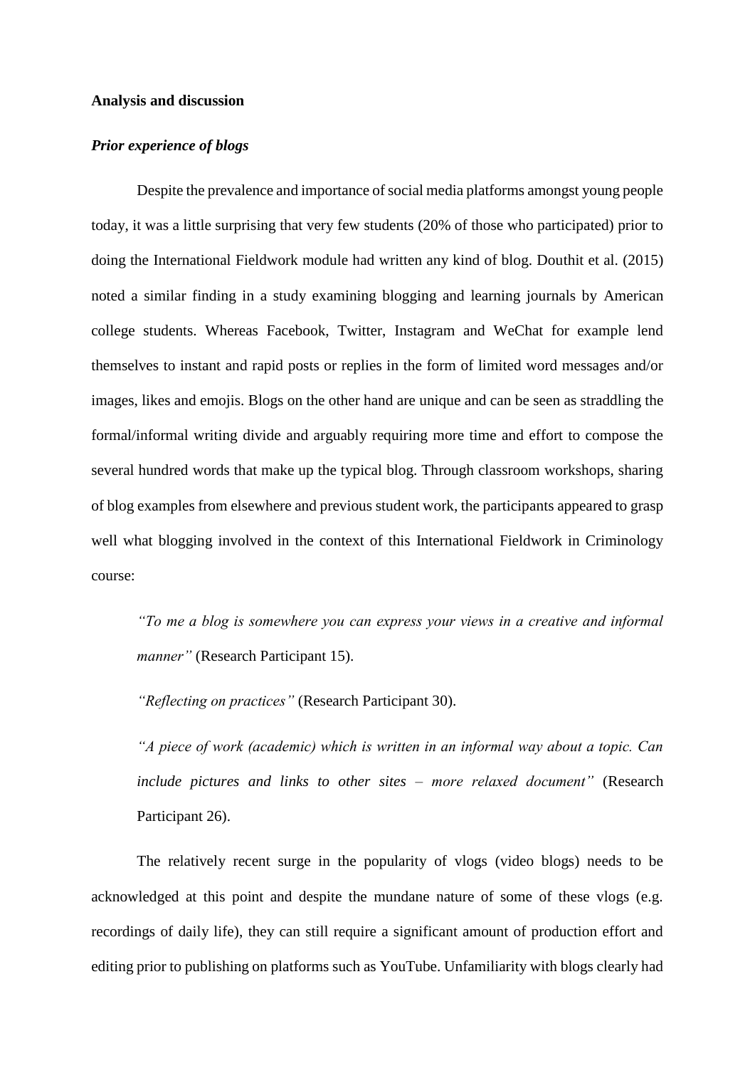## Analysis and discussion

### *Prior experience of blogs*

Despite the prevalence and importance of social media platforms amongst young people today, it was a little surprising that very few students (20% of those who participated) prior to doing the International Fieldwork module had written any kind of blog. Douthit et al. (2015) noted a similar finding in a study examining blogging and learning journals by American college students. Whereas Facebook, Twitter, Instagram and WeChat for example lend themselves to instant and rapid posts or replies in the form of limited word messages and/or images, likes and emojis. Blogs on the other hand are unique and can be seen as straddling the formal/informal writing divide and arguably requiring more time and effort to compose the several hundred words that make up the typical blog. Through classroom workshops, sharing of blog examples from elsewhere and previous student work, the participants appeared to grasp well what blogging involved in the context of this International Fieldwork in Criminology course:

> *"To me a blog is somewhere you can express your views in a creative and informal manner"* (Research Participant 15).
>
> *"Reflecting on practices"* (Research Participant 30).
>
> *"A piece of work (academic) which is written in an informal way about a topic. Can include pictures and links to other sites – more relaxed document"* (Research Participant 26).

The relatively recent surge in the popularity of vlogs (video blogs) needs to be acknowledged at this point and despite the mundane nature of some of these vlogs (e.g. recordings of daily life), they can still require a significant amount of production effort and editing prior to publishing on platforms such as YouTube. Unfamiliarity with blogs clearly had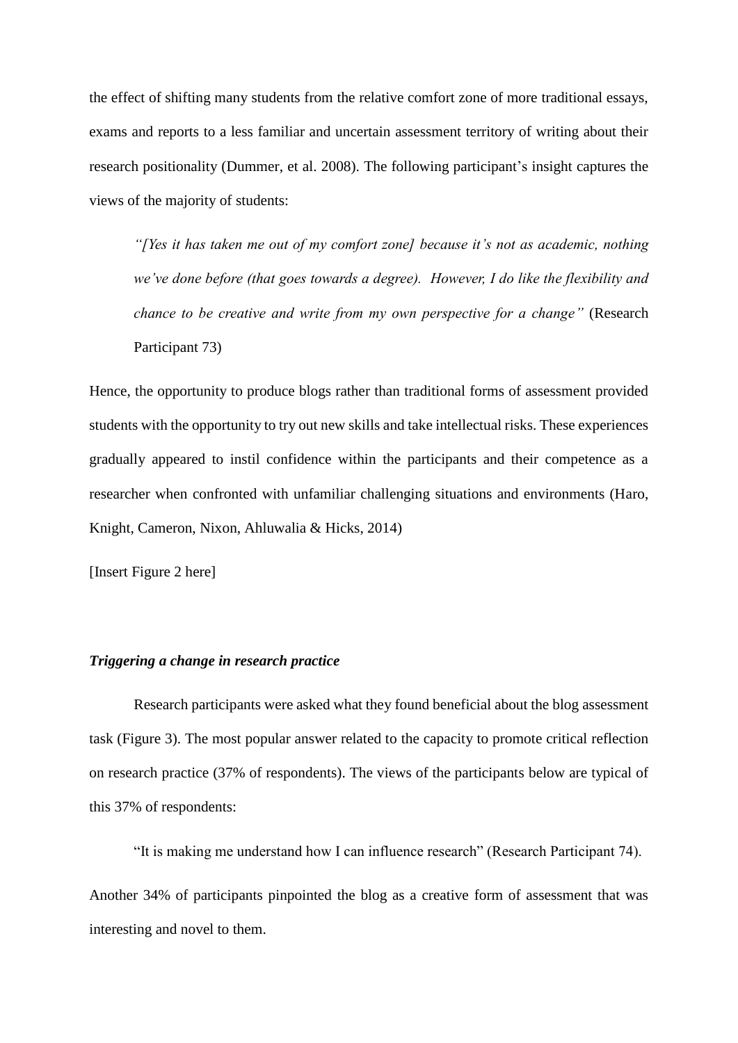the effect of shifting many students from the relative comfort zone of more traditional essays, exams and reports to a less familiar and uncertain assessment territory of writing about their research positionality (Dummer, et al. 2008). The following participant's insight captures the views of the majority of students:

> *"[Yes it has taken me out of my comfort zone] because it's not as academic, nothing we've done before (that goes towards a degree). However, I do like the flexibility and chance to be creative and write from my own perspective for a change"* (Research Participant 73)

Hence, the opportunity to produce blogs rather than traditional forms of assessment provided students with the opportunity to try out new skills and take intellectual risks. These experiences gradually appeared to instil confidence within the participants and their competence as a researcher when confronted with unfamiliar challenging situations and environments (Haro, Knight, Cameron, Nixon, Ahluwalia & Hicks, 2014)

[Insert Figure 2 here]

### *Triggering a change in research practice*

Research participants were asked what they found beneficial about the blog assessment task (Figure 3). The most popular answer related to the capacity to promote critical reflection on research practice (37% of respondents). The views of the participants below are typical of this 37% of respondents:

> "It is making me understand how I can influence research" (Research Participant 74).

Another 34% of participants pinpointed the blog as a creative form of assessment that was interesting and novel to them.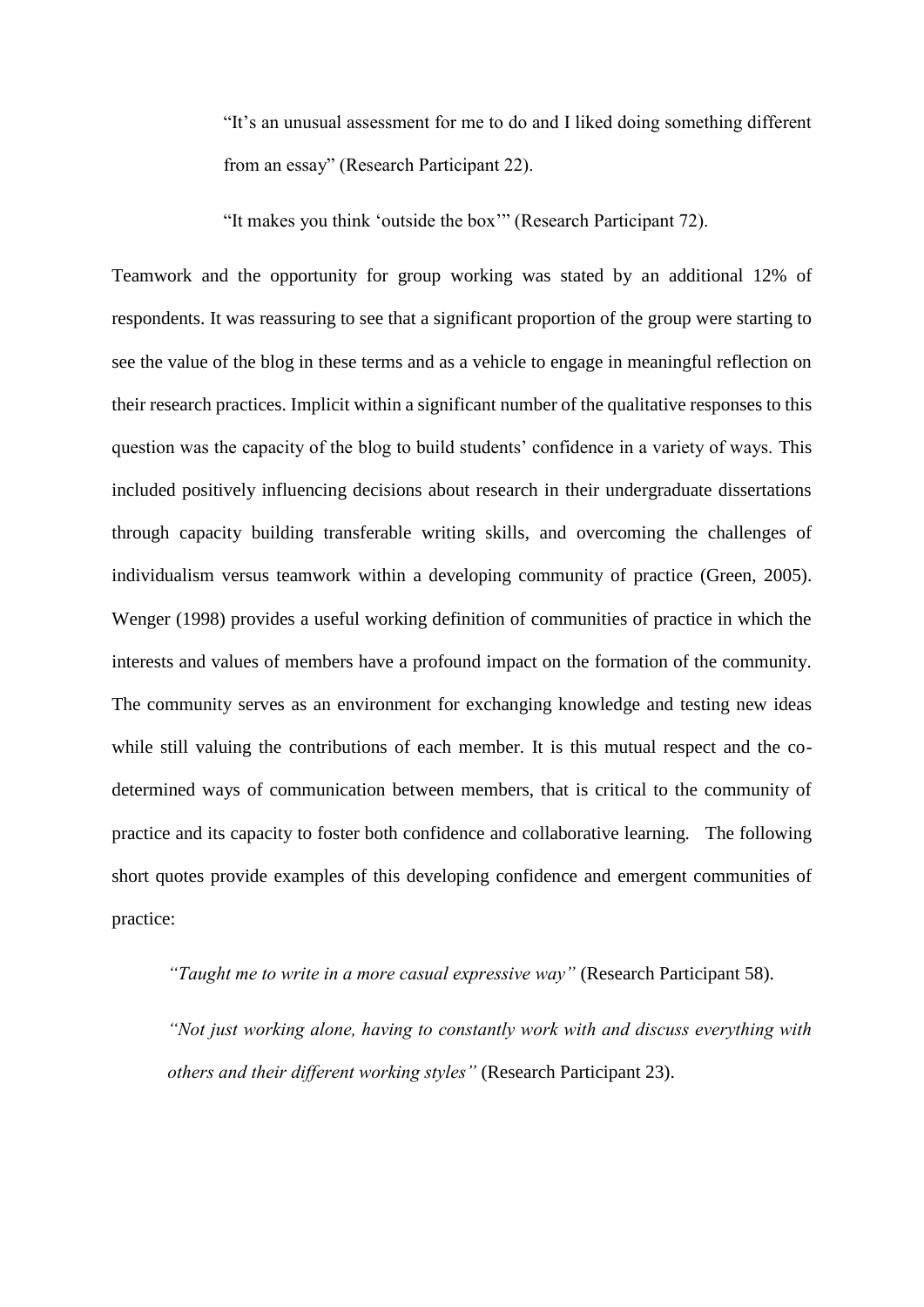> "It's an unusual assessment for me to do and I liked doing something different from an essay" (Research Participant 22).
>
> "It makes you think 'outside the box'" (Research Participant 72).

Teamwork and the opportunity for group working was stated by an additional 12% of respondents. It was reassuring to see that a significant proportion of the group were starting to see the value of the blog in these terms and as a vehicle to engage in meaningful reflection on their research practices. Implicit within a significant number of the qualitative responses to this question was the capacity of the blog to build students' confidence in a variety of ways. This included positively influencing decisions about research in their undergraduate dissertations through capacity building transferable writing skills, and overcoming the challenges of individualism versus teamwork within a developing community of practice (Green, 2005). Wenger (1998) provides a useful working definition of communities of practice in which the interests and values of members have a profound impact on the formation of the community. The community serves as an environment for exchanging knowledge and testing new ideas while still valuing the contributions of each member. It is this mutual respect and the co-determined ways of communication between members, that is critical to the community of practice and its capacity to foster both confidence and collaborative learning. The following short quotes provide examples of this developing confidence and emergent communities of practice:

> *"Taught me to write in a more casual expressive way"* (Research Participant 58).
>
> *"Not just working alone, having to constantly work with and discuss everything with others and their different working styles"* (Research Participant 23).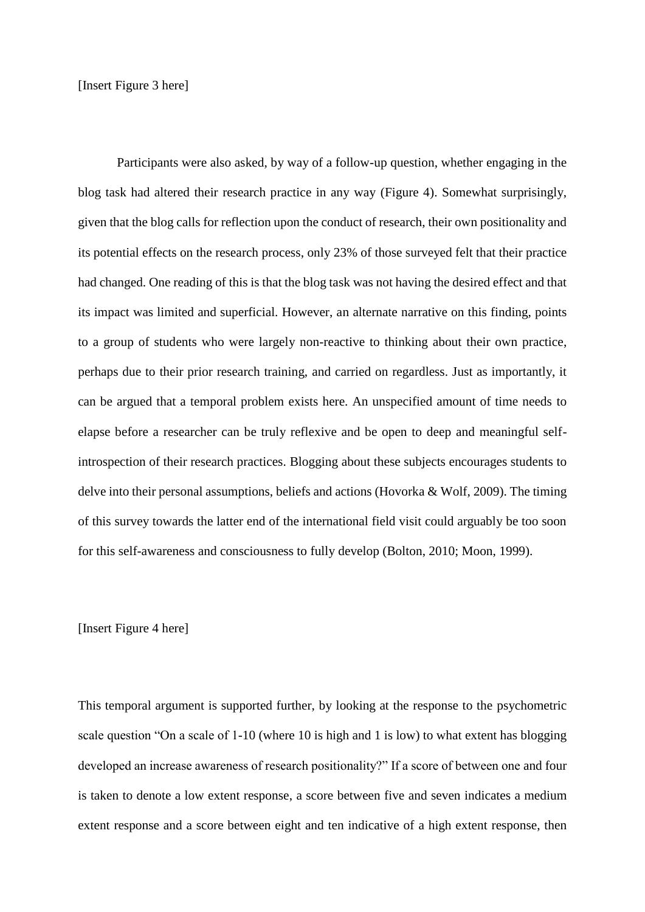[Insert Figure 3 here]

Participants were also asked, by way of a follow-up question, whether engaging in the blog task had altered their research practice in any way (Figure 4). Somewhat surprisingly, given that the blog calls for reflection upon the conduct of research, their own positionality and its potential effects on the research process, only 23% of those surveyed felt that their practice had changed. One reading of this is that the blog task was not having the desired effect and that its impact was limited and superficial. However, an alternate narrative on this finding, points to a group of students who were largely non-reactive to thinking about their own practice, perhaps due to their prior research training, and carried on regardless. Just as importantly, it can be argued that a temporal problem exists here. An unspecified amount of time needs to elapse before a researcher can be truly reflexive and be open to deep and meaningful self-introspection of their research practices. Blogging about these subjects encourages students to delve into their personal assumptions, beliefs and actions (Hovorka & Wolf, 2009). The timing of this survey towards the latter end of the international field visit could arguably be too soon for this self-awareness and consciousness to fully develop (Bolton, 2010; Moon, 1999).

[Insert Figure 4 here]

This temporal argument is supported further, by looking at the response to the psychometric scale question "On a scale of 1-10 (where 10 is high and 1 is low) to what extent has blogging developed an increase awareness of research positionality?" If a score of between one and four is taken to denote a low extent response, a score between five and seven indicates a medium extent response and a score between eight and ten indicative of a high extent response, then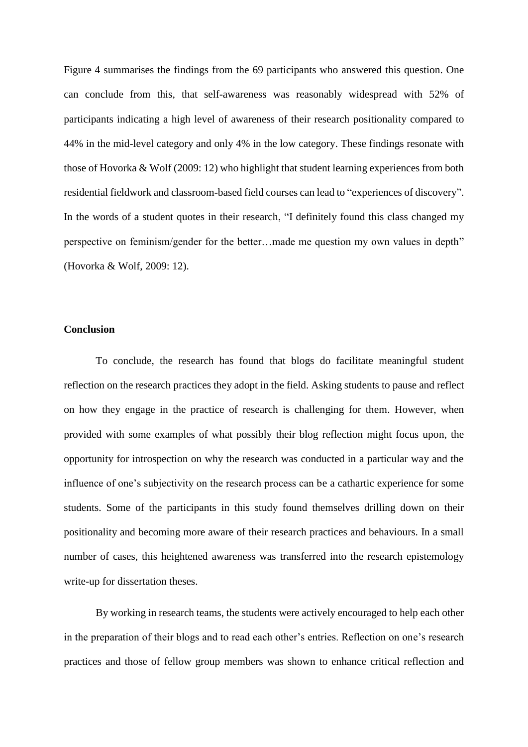Figure 4 summarises the findings from the 69 participants who answered this question. One can conclude from this, that self-awareness was reasonably widespread with 52% of participants indicating a high level of awareness of their research positionality compared to 44% in the mid-level category and only 4% in the low category. These findings resonate with those of Hovorka & Wolf (2009: 12) who highlight that student learning experiences from both residential fieldwork and classroom-based field courses can lead to "experiences of discovery". In the words of a student quotes in their research, "I definitely found this class changed my perspective on feminism/gender for the better…made me question my own values in depth" (Hovorka & Wolf, 2009: 12).

**Conclusion**

To conclude, the research has found that blogs do facilitate meaningful student reflection on the research practices they adopt in the field. Asking students to pause and reflect on how they engage in the practice of research is challenging for them. However, when provided with some examples of what possibly their blog reflection might focus upon, the opportunity for introspection on why the research was conducted in a particular way and the influence of one's subjectivity on the research process can be a cathartic experience for some students. Some of the participants in this study found themselves drilling down on their positionality and becoming more aware of their research practices and behaviours. In a small number of cases, this heightened awareness was transferred into the research epistemology write-up for dissertation theses.

By working in research teams, the students were actively encouraged to help each other in the preparation of their blogs and to read each other's entries. Reflection on one's research practices and those of fellow group members was shown to enhance critical reflection and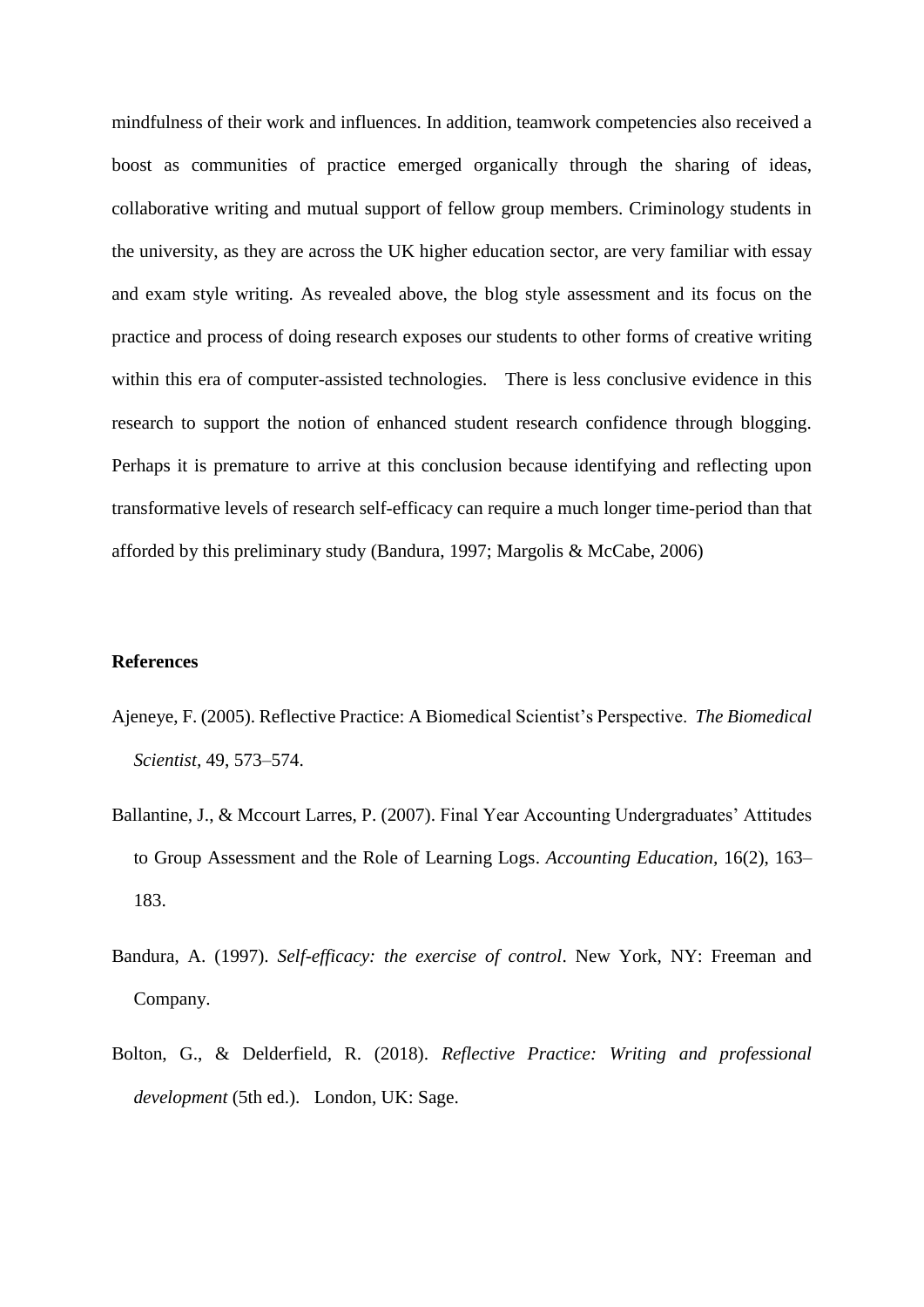mindfulness of their work and influences. In addition, teamwork competencies also received a boost as communities of practice emerged organically through the sharing of ideas, collaborative writing and mutual support of fellow group members. Criminology students in the university, as they are across the UK higher education sector, are very familiar with essay and exam style writing. As revealed above, the blog style assessment and its focus on the practice and process of doing research exposes our students to other forms of creative writing within this era of computer-assisted technologies. There is less conclusive evidence in this research to support the notion of enhanced student research confidence through blogging. Perhaps it is premature to arrive at this conclusion because identifying and reflecting upon transformative levels of research self-efficacy can require a much longer time-period than that afforded by this preliminary study (Bandura, 1997; Margolis & McCabe, 2006)

**References**

Ajeneye, F. (2005). Reflective Practice: A Biomedical Scientist's Perspective. *The Biomedical Scientist*, 49, 573–574.

Ballantine, J., & Mccourt Larres, P. (2007). Final Year Accounting Undergraduates' Attitudes to Group Assessment and the Role of Learning Logs. *Accounting Education,* 16(2), 163–183.

Bandura, A. (1997). *Self-efficacy: the exercise of control*. New York, NY: Freeman and Company.

Bolton, G., & Delderfield, R. (2018). *Reflective Practice: Writing and professional development* (5th ed.). London, UK: Sage.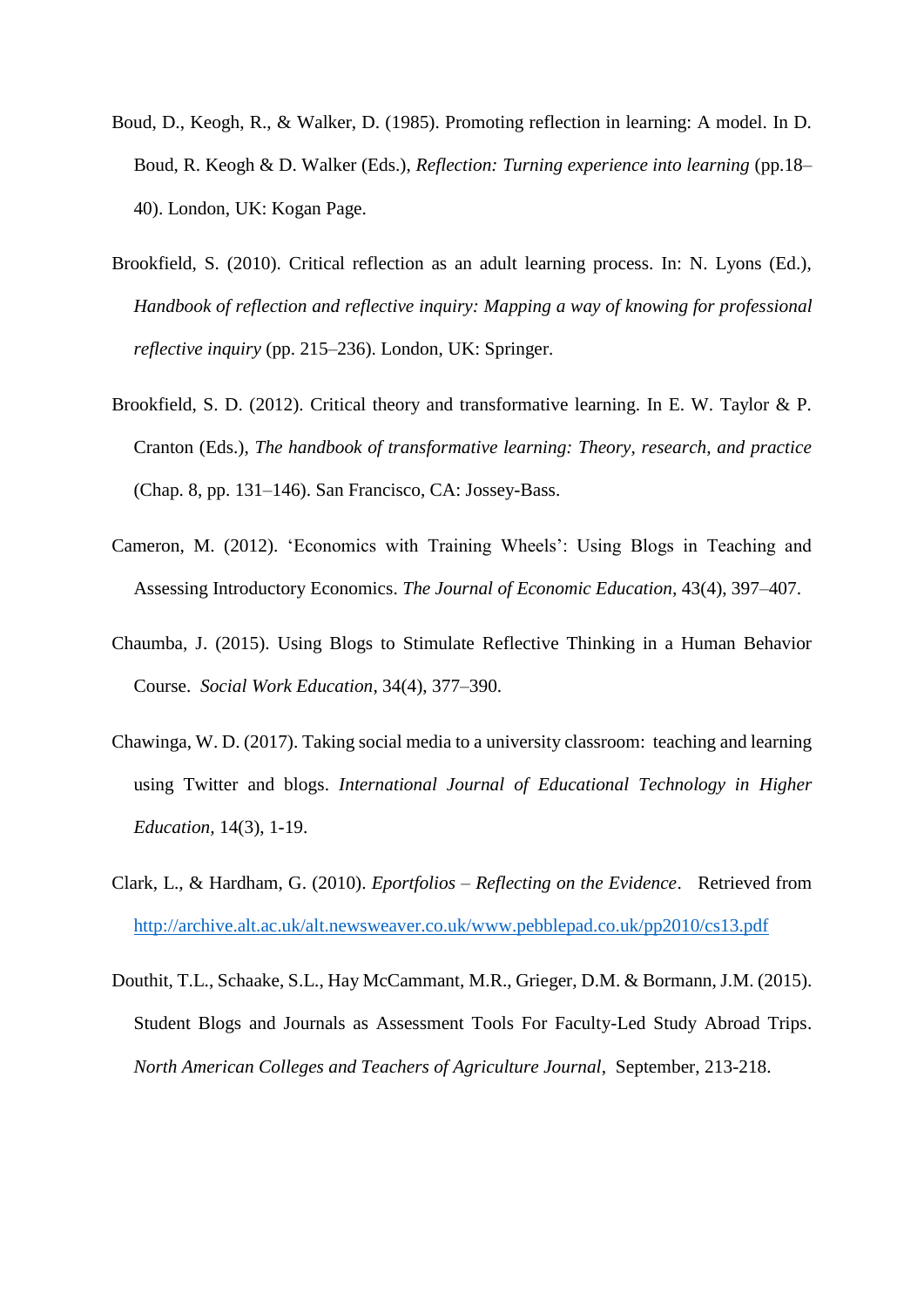Boud, D., Keogh, R., & Walker, D. (1985). Promoting reflection in learning: A model. In D. Boud, R. Keogh & D. Walker (Eds.), *Reflection: Turning experience into learning* (pp.18–40). London, UK: Kogan Page.

Brookfield, S. (2010). Critical reflection as an adult learning process. In: N. Lyons (Ed.), *Handbook of reflection and reflective inquiry: Mapping a way of knowing for professional reflective inquiry* (pp. 215–236). London, UK: Springer.

Brookfield, S. D. (2012). Critical theory and transformative learning. In E. W. Taylor & P. Cranton (Eds.), *The handbook of transformative learning: Theory, research, and practice* (Chap. 8, pp. 131–146). San Francisco, CA: Jossey-Bass.

Cameron, M. (2012). 'Economics with Training Wheels': Using Blogs in Teaching and Assessing Introductory Economics. *The Journal of Economic Education*, 43(4), 397–407.

Chaumba, J. (2015). Using Blogs to Stimulate Reflective Thinking in a Human Behavior Course. *Social Work Education*, 34(4), 377–390.

Chawinga, W. D. (2017). Taking social media to a university classroom: teaching and learning using Twitter and blogs. *International Journal of Educational Technology in Higher Education*, 14(3), 1-19.

Clark, L., & Hardham, G. (2010). *Eportfolios – Reflecting on the Evidence*. Retrieved from http://archive.alt.ac.uk/alt.newsweaver.co.uk/www.pebblepad.co.uk/pp2010/cs13.pdf

Douthit, T.L., Schaake, S.L., Hay McCammant, M.R., Grieger, D.M. & Bormann, J.M. (2015). Student Blogs and Journals as Assessment Tools For Faculty-Led Study Abroad Trips. *North American Colleges and Teachers of Agriculture Journal*, September, 213-218.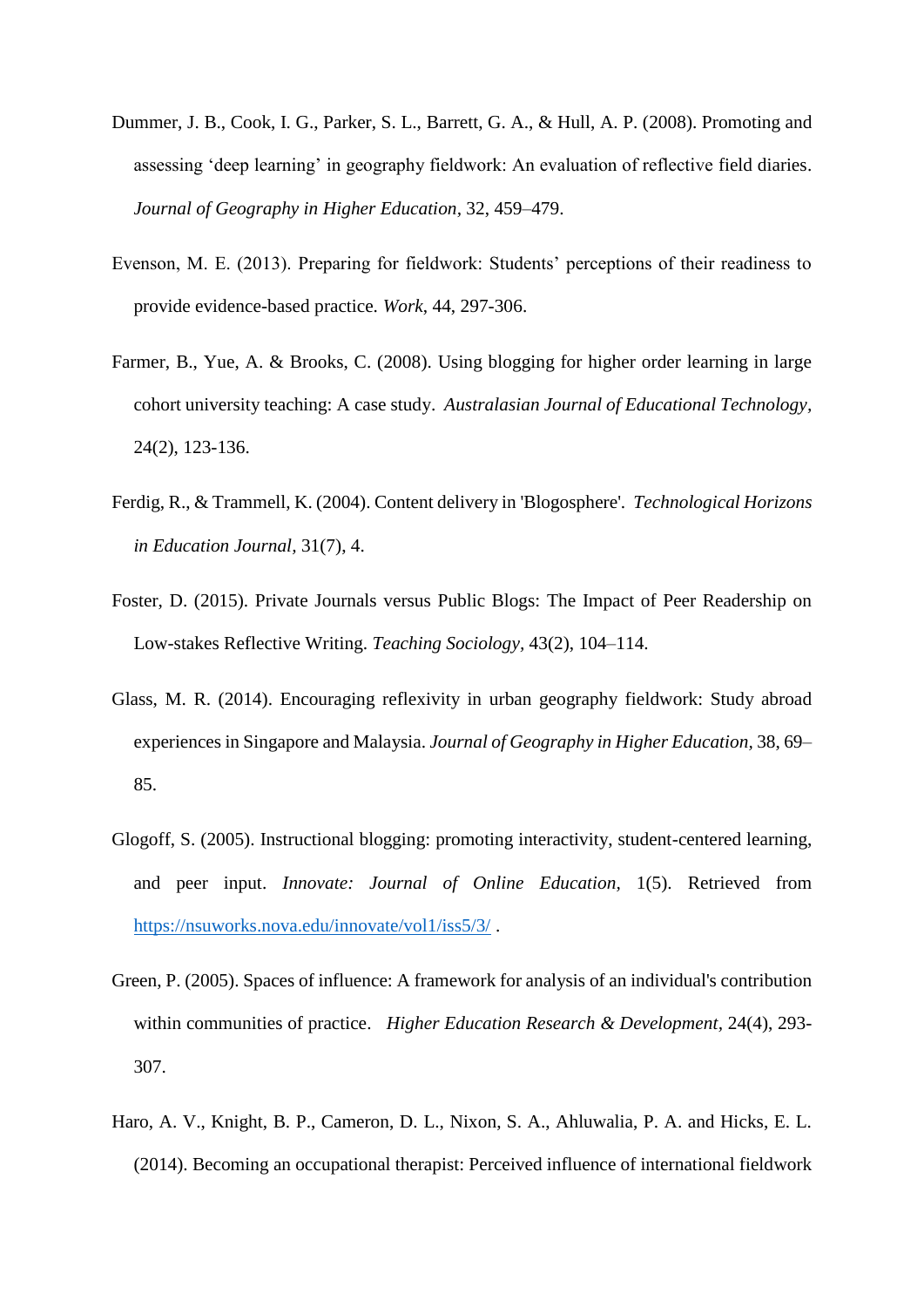Dummer, J. B., Cook, I. G., Parker, S. L., Barrett, G. A., & Hull, A. P. (2008). Promoting and assessing 'deep learning' in geography fieldwork: An evaluation of reflective field diaries. *Journal of Geography in Higher Education*, 32, 459–479.

Evenson, M. E. (2013). Preparing for fieldwork: Students' perceptions of their readiness to provide evidence-based practice. *Work*, 44, 297-306.

Farmer, B., Yue, A. & Brooks, C. (2008). Using blogging for higher order learning in large cohort university teaching: A case study. *Australasian Journal of Educational Technology*, 24(2), 123-136.

Ferdig, R., & Trammell, K. (2004). Content delivery in 'Blogosphere'. *Technological Horizons in Education Journal*, 31(7), 4.

Foster, D. (2015). Private Journals versus Public Blogs: The Impact of Peer Readership on Low-stakes Reflective Writing. *Teaching Sociology*, 43(2), 104–114.

Glass, M. R. (2014). Encouraging reflexivity in urban geography fieldwork: Study abroad experiences in Singapore and Malaysia. *Journal of Geography in Higher Education*, 38, 69–85.

Glogoff, S. (2005). Instructional blogging: promoting interactivity, student-centered learning, and peer input. *Innovate: Journal of Online Education*, 1(5). Retrieved from [https://nsuworks.nova.edu/innovate/vol1/iss5/3/](https://nsuworks.nova.edu/innovate/vol1/iss5/3/) .

Green, P. (2005). Spaces of influence: A framework for analysis of an individual's contribution within communities of practice. *Higher Education Research & Development*, 24(4), 293-307.

Haro, A. V., Knight, B. P., Cameron, D. L., Nixon, S. A., Ahluwalia, P. A. and Hicks, E. L. (2014). Becoming an occupational therapist: Perceived influence of international fieldwork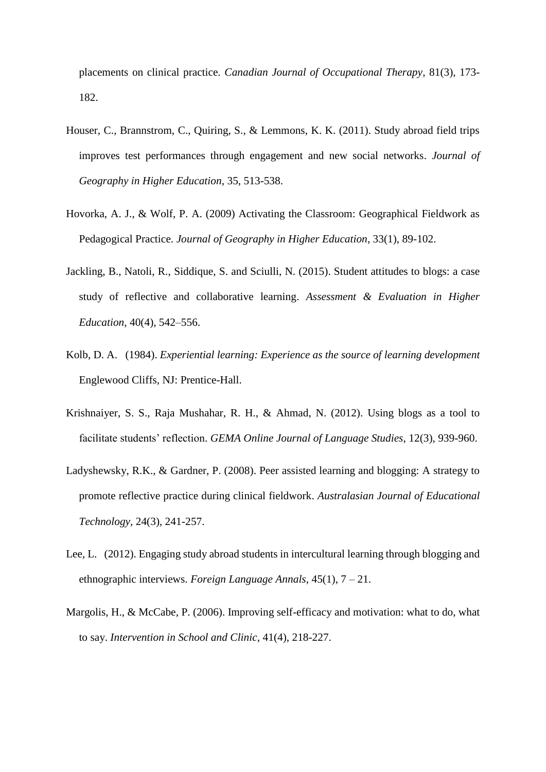placements on clinical practice. *Canadian Journal of Occupational Therapy*, 81(3), 173-182.

Houser, C., Brannstrom, C., Quiring, S., & Lemmons, K. K. (2011). Study abroad field trips improves test performances through engagement and new social networks. *Journal of Geography in Higher Education*, 35, 513-538.

Hovorka, A. J., & Wolf, P. A. (2009) Activating the Classroom: Geographical Fieldwork as Pedagogical Practice. *Journal of Geography in Higher Education*, 33(1), 89-102.

Jackling, B., Natoli, R., Siddique, S. and Sciulli, N. (2015). Student attitudes to blogs: a case study of reflective and collaborative learning. *Assessment & Evaluation in Higher Education*, 40(4), 542–556.

Kolb, D. A. (1984). *Experiential learning: Experience as the source of learning development* Englewood Cliffs, NJ: Prentice-Hall.

Krishnaiyer, S. S., Raja Mushahar, R. H., & Ahmad, N. (2012). Using blogs as a tool to facilitate students' reflection. *GEMA Online Journal of Language Studies*, 12(3), 939-960.

Ladyshewsky, R.K., & Gardner, P. (2008). Peer assisted learning and blogging: A strategy to promote reflective practice during clinical fieldwork. *Australasian Journal of Educational Technology*, 24(3), 241-257.

Lee, L. (2012). Engaging study abroad students in intercultural learning through blogging and ethnographic interviews. *Foreign Language Annals*, 45(1), 7 – 21.

Margolis, H., & McCabe, P. (2006). Improving self-efficacy and motivation: what to do, what to say. *Intervention in School and Clinic*, 41(4), 218-227.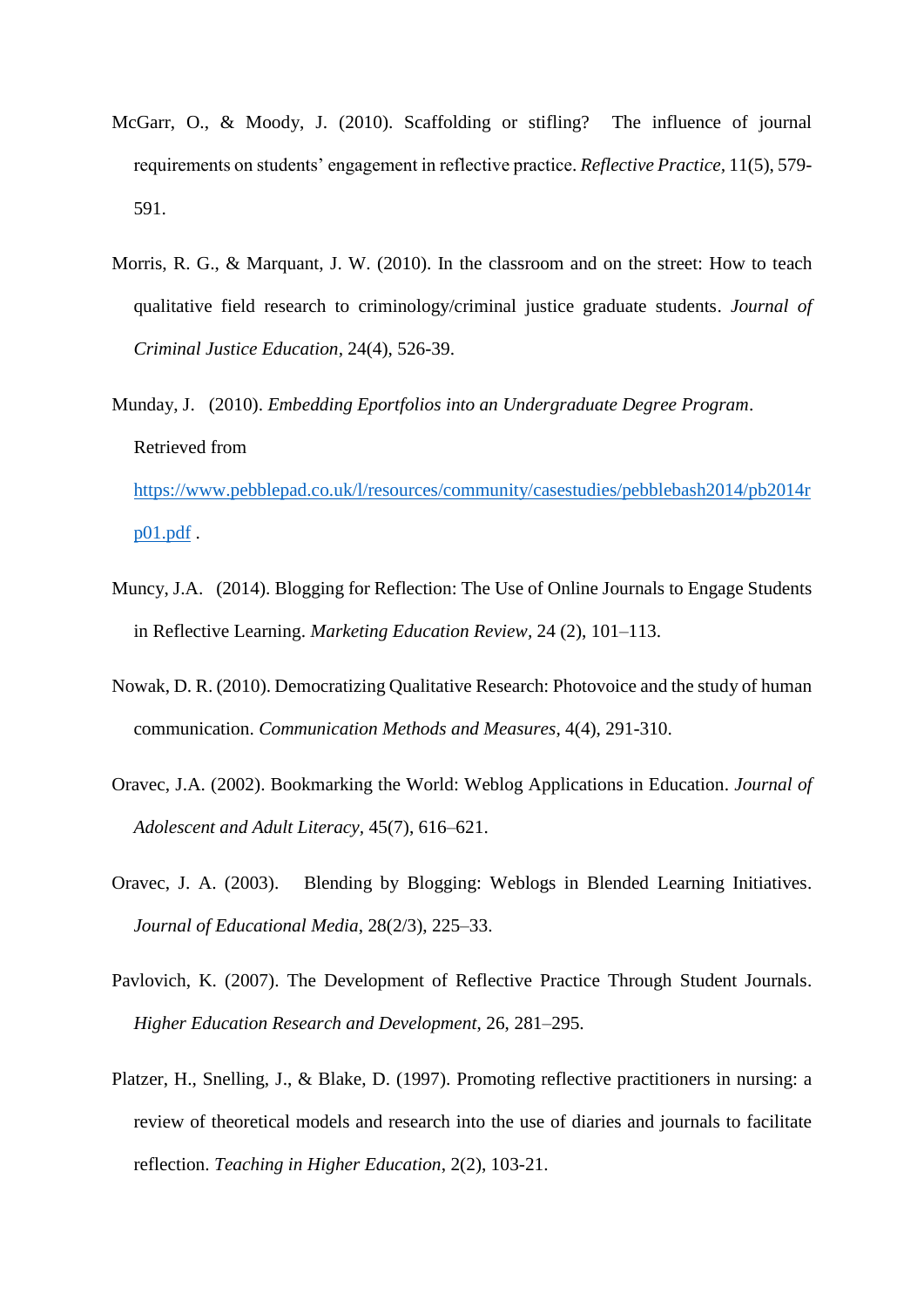McGarr, O., & Moody, J. (2010). Scaffolding or stifling? The influence of journal requirements on students' engagement in reflective practice. *Reflective Practice*, 11(5), 579-591.

Morris, R. G., & Marquant, J. W. (2010). In the classroom and on the street: How to teach qualitative field research to criminology/criminal justice graduate students. *Journal of Criminal Justice Education*, 24(4), 526-39.

Munday, J. (2010). *Embedding Eportfolios into an Undergraduate Degree Program*. Retrieved from https://www.pebblepad.co.uk/l/resources/community/casestudies/pebblebash2014/pb2014rp01.pdf .

Muncy, J.A. (2014). Blogging for Reflection: The Use of Online Journals to Engage Students in Reflective Learning. *Marketing Education Review*, 24 (2), 101–113.

Nowak, D. R. (2010). Democratizing Qualitative Research: Photovoice and the study of human communication. *Communication Methods and Measures*, 4(4), 291-310.

Oravec, J.A. (2002). Bookmarking the World: Weblog Applications in Education. *Journal of Adolescent and Adult Literacy*, 45(7), 616–621.

Oravec, J. A. (2003). Blending by Blogging: Weblogs in Blended Learning Initiatives. *Journal of Educational Media*, 28(2/3), 225–33.

Pavlovich, K. (2007). The Development of Reflective Practice Through Student Journals. *Higher Education Research and Development*, 26, 281–295.

Platzer, H., Snelling, J., & Blake, D. (1997). Promoting reflective practitioners in nursing: a review of theoretical models and research into the use of diaries and journals to facilitate reflection. *Teaching in Higher Education*, 2(2), 103-21.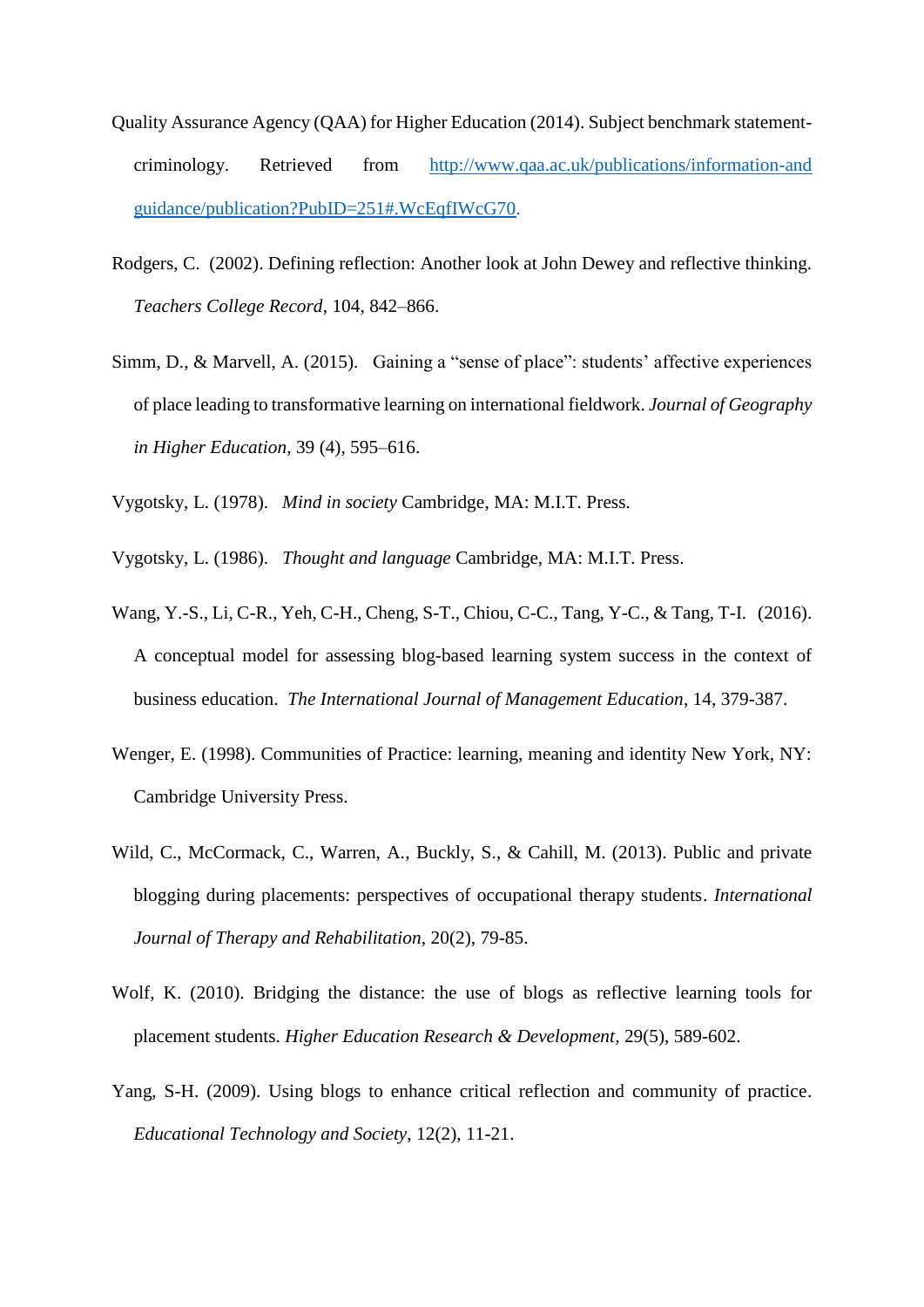Quality Assurance Agency (QAA) for Higher Education (2014). Subject benchmark statement-criminology. Retrieved from http://www.qaa.ac.uk/publications/information-and guidance/publication?PubID=251#.WcEqfIWcG70.

Rodgers, C. (2002). Defining reflection: Another look at John Dewey and reflective thinking. *Teachers College Record*, 104, 842–866.

Simm, D., & Marvell, A. (2015). Gaining a "sense of place": students' affective experiences of place leading to transformative learning on international fieldwork. *Journal of Geography in Higher Education*, 39 (4), 595–616.

Vygotsky, L. (1978). *Mind in society* Cambridge, MA: M.I.T. Press.

Vygotsky, L. (1986). *Thought and language* Cambridge, MA: M.I.T. Press.

Wang, Y.-S., Li, C-R., Yeh, C-H., Cheng, S-T., Chiou, C-C., Tang, Y-C., & Tang, T-I. (2016). A conceptual model for assessing blog-based learning system success in the context of business education. *The International Journal of Management Education*, 14, 379-387.

Wenger, E. (1998). Communities of Practice: learning, meaning and identity New York, NY: Cambridge University Press.

Wild, C., McCormack, C., Warren, A., Buckly, S., & Cahill, M. (2013). Public and private blogging during placements: perspectives of occupational therapy students. *International Journal of Therapy and Rehabilitation*, 20(2), 79-85.

Wolf, K. (2010). Bridging the distance: the use of blogs as reflective learning tools for placement students. *Higher Education Research & Development*, 29(5), 589-602.

Yang, S-H. (2009). Using blogs to enhance critical reflection and community of practice. *Educational Technology and Society*, 12(2), 11-21.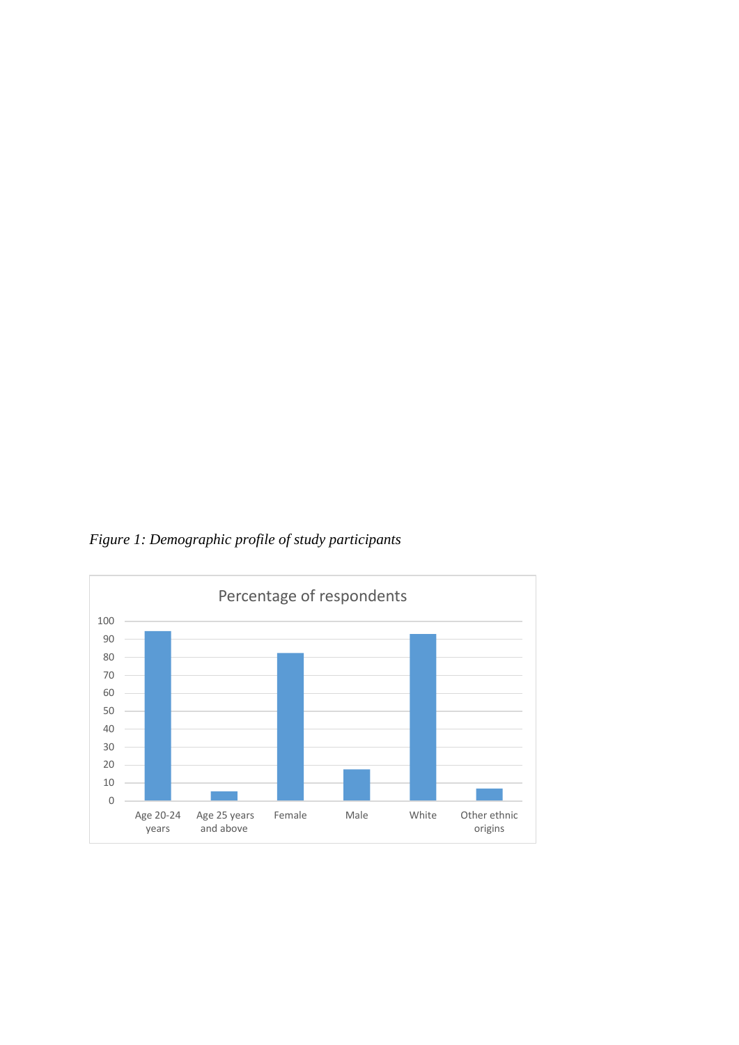*Figure 1: Demographic profile of study participants*

Percentage of respondents

| Category | Percentage of respondents |
|---|---|
| Age 20-24 years | ~94 |
| Age 25 years and above | ~5 |
| Female | ~82 |
| Male | ~17 |
| White | ~93 |
| Other ethnic origins | ~7 |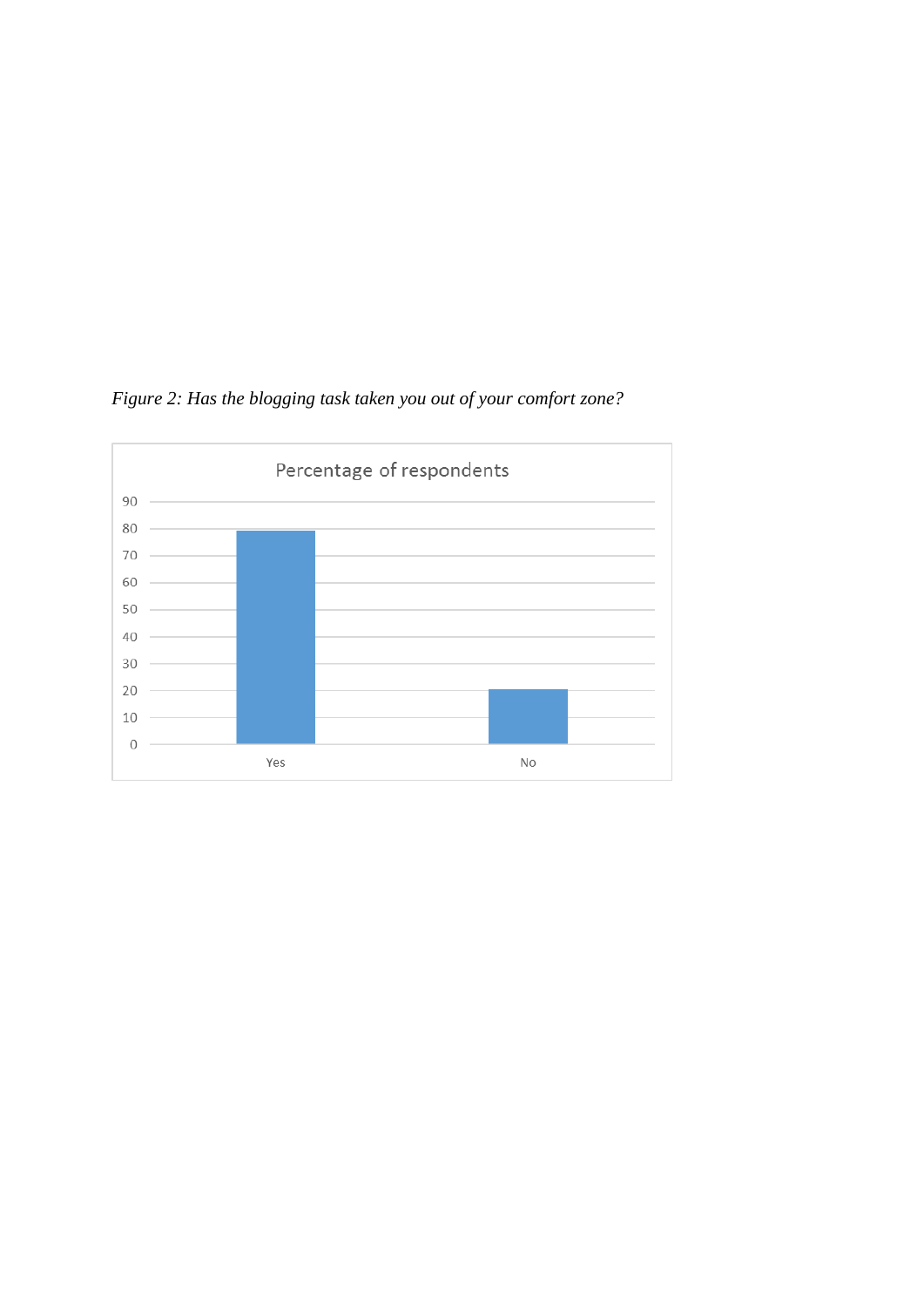*Figure 2: Has the blogging task taken you out of your comfort zone?*

Percentage of respondents

| | Yes | No |
|---|---|---|
| Percentage of respondents | 79 | 20 |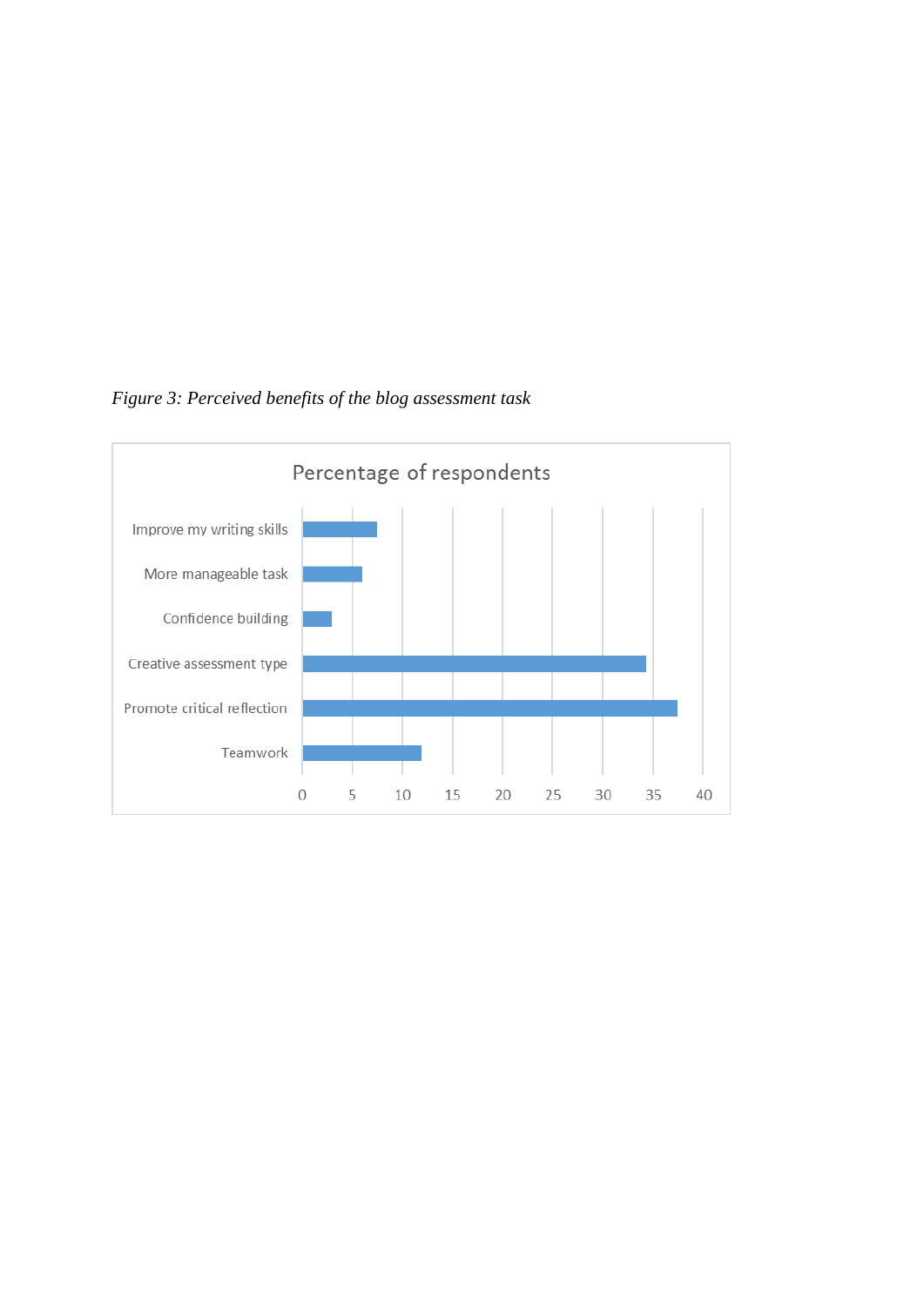*Figure 3: Perceived benefits of the blog assessment task*

Percentage of respondents

| Benefit | Percentage of respondents |
|---|---|
| Improve my writing skills | ~7.5 |
| More manageable task | ~6 |
| Confidence building | ~3 |
| Creative assessment type | ~34.5 |
| Promote critical reflection | ~37.5 |
| Teamwork | ~12 |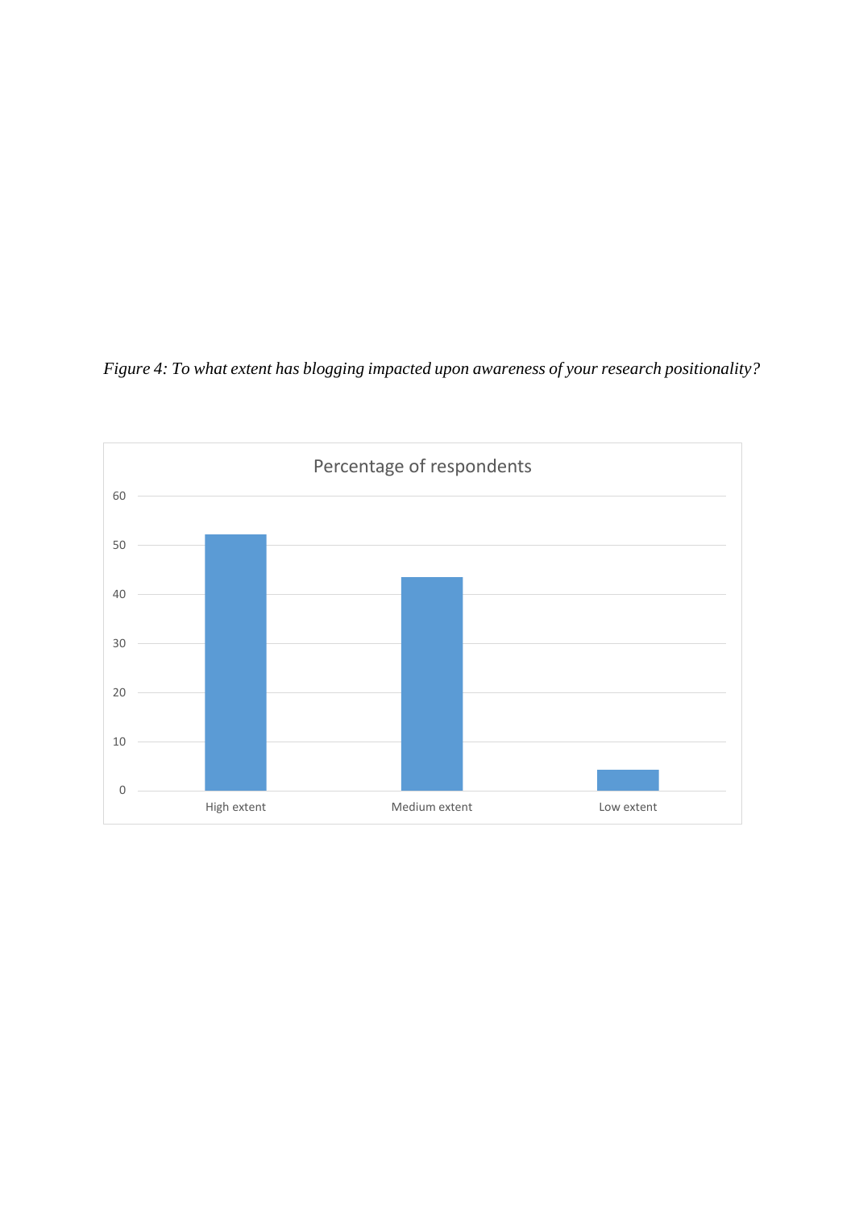*Figure 4: To what extent has blogging impacted upon awareness of your research positionality?*

Percentage of respondents

60
50
40
30
20
10
0

High extent
Medium extent
Low extent